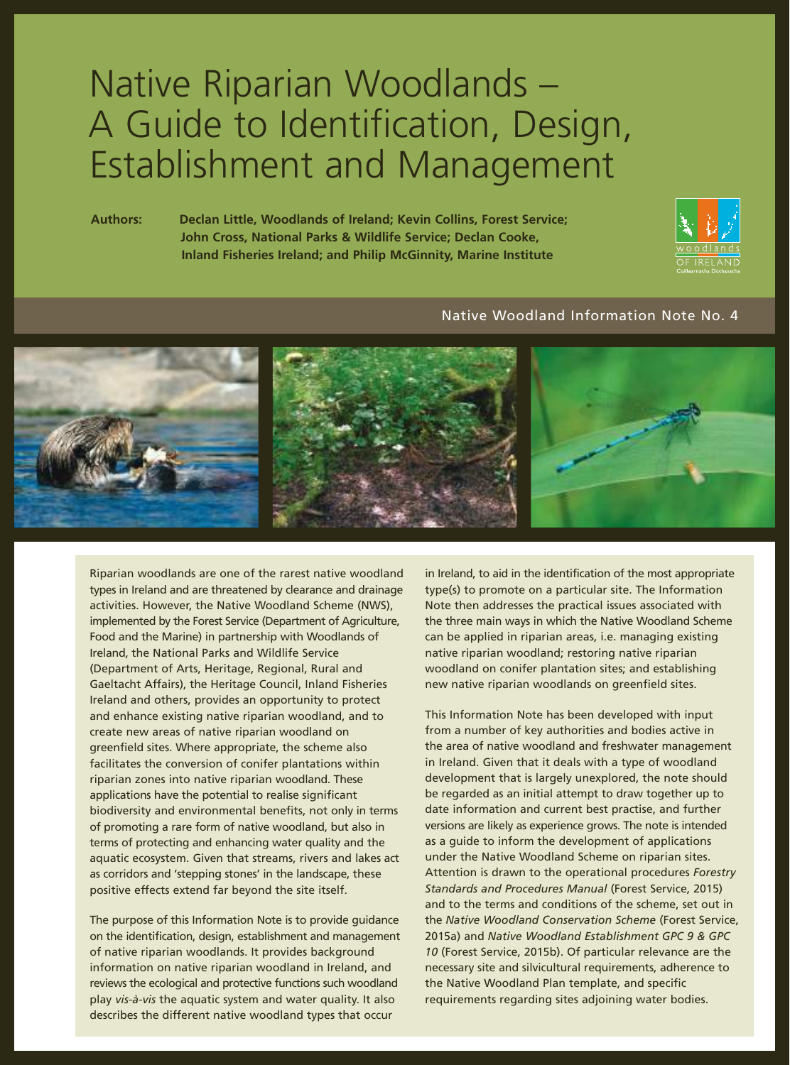# Native Riparian Woodlands – A Guide to Identification, Design, Establishment and Management

**Authors:** **Declan Little, Woodlands of Ireland; Kevin Collins, Forest Service; John Cross, National Parks & Wildlife Service; Declan Cooke, Inland Fisheries Ireland; and Philip McGinnity, Marine Institute**

Native Woodland Information Note No. 4

Riparian woodlands are one of the rarest native woodland types in Ireland and are threatened by clearance and drainage activities. However, the Native Woodland Scheme (NWS), implemented by the Forest Service (Department of Agriculture, Food and the Marine) in partnership with Woodlands of Ireland, the National Parks and Wildlife Service (Department of Arts, Heritage, Regional, Rural and Gaeltacht Affairs), the Heritage Council, Inland Fisheries Ireland and others, provides an opportunity to protect and enhance existing native riparian woodland, and to create new areas of native riparian woodland on greenfield sites. Where appropriate, the scheme also facilitates the conversion of conifer plantations within riparian zones into native riparian woodland. These applications have the potential to realise significant biodiversity and environmental benefits, not only in terms of promoting a rare form of native woodland, but also in terms of protecting and enhancing water quality and the aquatic ecosystem. Given that streams, rivers and lakes act as corridors and 'stepping stones' in the landscape, these positive effects extend far beyond the site itself.

The purpose of this Information Note is to provide guidance on the identification, design, establishment and management of native riparian woodlands. It provides background information on native riparian woodland in Ireland, and reviews the ecological and protective functions such woodland play *vis-à-vis* the aquatic system and water quality. It also describes the different native woodland types that occur in Ireland, to aid in the identification of the most appropriate type(s) to promote on a particular site. The Information Note then addresses the practical issues associated with the three main ways in which the Native Woodland Scheme can be applied in riparian areas, i.e. managing existing native riparian woodland; restoring native riparian woodland on conifer plantation sites; and establishing new native riparian woodlands on greenfield sites.

This Information Note has been developed with input from a number of key authorities and bodies active in the area of native woodland and freshwater management in Ireland. Given that it deals with a type of woodland development that is largely unexplored, the note should be regarded as an initial attempt to draw together up to date information and current best practise, and further versions are likely as experience grows. The note is intended as a guide to inform the development of applications under the Native Woodland Scheme on riparian sites. Attention is drawn to the operational procedures *Forestry Standards and Procedures Manual* (Forest Service, 2015) and to the terms and conditions of the scheme, set out in the *Native Woodland Conservation Scheme* (Forest Service, 2015a) and *Native Woodland Establishment GPC 9 & GPC 10* (Forest Service, 2015b). Of particular relevance are the necessary site and silvicultural requirements, adherence to the Native Woodland Plan template, and specific requirements regarding sites adjoining water bodies.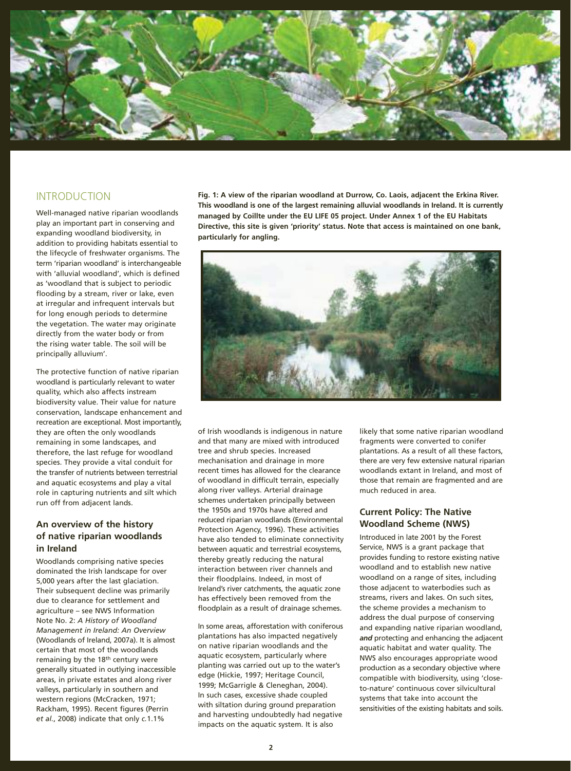## INTRODUCTION

Well-managed native riparian woodlands play an important part in conserving and expanding woodland biodiversity, in addition to providing habitats essential to the lifecycle of freshwater organisms. The term 'riparian woodland' is interchangeable with 'alluvial woodland', which is defined as 'woodland that is subject to periodic flooding by a stream, river or lake, even at irregular and infrequent intervals but for long enough periods to determine the vegetation. The water may originate directly from the water body or from the rising water table. The soil will be principally alluvium'.

The protective function of native riparian woodland is particularly relevant to water quality, which also affects instream biodiversity value. Their value for nature conservation, landscape enhancement and recreation are exceptional. Most importantly, they are often the only woodlands remaining in some landscapes, and therefore, the last refuge for woodland species. They provide a vital conduit for the transfer of nutrients between terrestrial and aquatic ecosystems and play a vital role in capturing nutrients and silt which run off from adjacent lands.

**Fig. 1: A view of the riparian woodland at Durrow, Co. Laois, adjacent the Erkina River. This woodland is one of the largest remaining alluvial woodlands in Ireland. It is currently managed by Coillte under the EU LIFE 05 project. Under Annex 1 of the EU Habitats Directive, this site is given 'priority' status. Note that access is maintained on one bank, particularly for angling.**

### An overview of the history of native riparian woodlands in Ireland

Woodlands comprising native species dominated the Irish landscape for over 5,000 years after the last glaciation. Their subsequent decline was primarily due to clearance for settlement and agriculture – see NWS Information Note No. 2: *A History of Woodland Management in Ireland: An Overview* (Woodlands of Ireland, 2007a). It is almost certain that most of the woodlands remaining by the 18th century were generally situated in outlying inaccessible areas, in private estates and along river valleys, particularly in southern and western regions (McCracken, 1971; Rackham, 1995). Recent figures (Perrin *et al.*, 2008) indicate that only *c.*1.1% of Irish woodlands is indigenous in nature and that many are mixed with introduced tree and shrub species. Increased mechanisation and drainage in more recent times has allowed for the clearance of woodland in difficult terrain, especially along river valleys. Arterial drainage schemes undertaken principally between the 1950s and 1970s have altered and reduced riparian woodlands (Environmental Protection Agency, 1996). These activities have also tended to eliminate connectivity between aquatic and terrestrial ecosystems, thereby greatly reducing the natural interaction between river channels and their floodplains. Indeed, in most of Ireland's river catchments, the aquatic zone has effectively been removed from the floodplain as a result of drainage schemes.

In some areas, afforestation with coniferous plantations has also impacted negatively on native riparian woodlands and the aquatic ecosystem, particularly where planting was carried out up to the water's edge (Hickie, 1997; Heritage Council, 1999; McGarrigle & Cleneghan, 2004). In such cases, excessive shade coupled with siltation during ground preparation and harvesting undoubtedly had negative impacts on the aquatic system. It is also likely that some native riparian woodland fragments were converted to conifer plantations. As a result of all these factors, there are very few extensive natural riparian woodlands extant in Ireland, and most of those that remain are fragmented and are much reduced in area.

### Current Policy: The Native Woodland Scheme (NWS)

Introduced in late 2001 by the Forest Service, NWS is a grant package that provides funding to restore existing native woodland and to establish new native woodland on a range of sites, including those adjacent to waterbodies such as streams, rivers and lakes. On such sites, the scheme provides a mechanism to address the dual purpose of conserving and expanding native riparian woodland, ***and*** protecting and enhancing the adjacent aquatic habitat and water quality. The NWS also encourages appropriate wood production as a secondary objective where compatible with biodiversity, using 'close-to-nature' continuous cover silvicultural systems that take into account the sensitivities of the existing habitats and soils.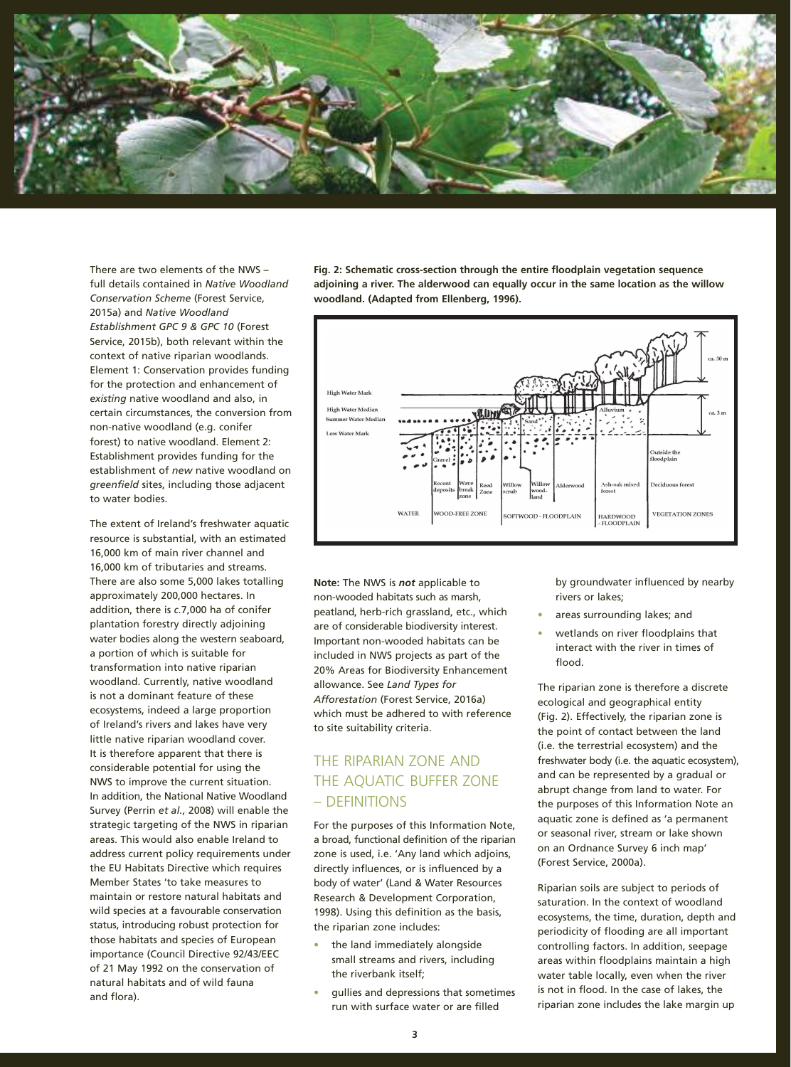There are two elements of the NWS – full details contained in *Native Woodland Conservation Scheme* (Forest Service, 2015a) and *Native Woodland Establishment GPC 9 & GPC 10* (Forest Service, 2015b), both relevant within the context of native riparian woodlands. Element 1: Conservation provides funding for the protection and enhancement of *existing* native woodland and also, in certain circumstances, the conversion from non-native woodland (e.g. conifer forest) to native woodland. Element 2: Establishment provides funding for the establishment of *new* native woodland on *greenfield* sites, including those adjacent to water bodies.

The extent of Ireland's freshwater aquatic resource is substantial, with an estimated 16,000 km of main river channel and 16,000 km of tributaries and streams. There are also some 5,000 lakes totalling approximately 200,000 hectares. In addition, there is *c.*7,000 ha of conifer plantation forestry directly adjoining water bodies along the western seaboard, a portion of which is suitable for transformation into native riparian woodland. Currently, native woodland is not a dominant feature of these ecosystems, indeed a large proportion of Ireland's rivers and lakes have very little native riparian woodland cover. It is therefore apparent that there is considerable potential for using the NWS to improve the current situation. In addition, the National Native Woodland Survey (Perrin *et al.*, 2008) will enable the strategic targeting of the NWS in riparian areas. This would also enable Ireland to address current policy requirements under the EU Habitats Directive which requires Member States 'to take measures to maintain or restore natural habitats and wild species at a favourable conservation status, introducing robust protection for those habitats and species of European importance (Council Directive 92/43/EEC of 21 May 1992 on the conservation of natural habitats and of wild fauna and flora).

**Fig. 2: Schematic cross-section through the entire floodplain vegetation sequence adjoining a river. The alderwood can equally occur in the same location as the willow woodland. (Adapted from Ellenberg, 1996).**

**Note:** The NWS is ***not*** applicable to non-wooded habitats such as marsh, peatland, herb-rich grassland, etc., which are of considerable biodiversity interest. Important non-wooded habitats can be included in NWS projects as part of the 20% Areas for Biodiversity Enhancement allowance. See *Land Types for Afforestation* (Forest Service, 2016a) which must be adhered to with reference to site suitability criteria.

## THE RIPARIAN ZONE AND THE AQUATIC BUFFER ZONE – DEFINITIONS

For the purposes of this Information Note, a broad, functional definition of the riparian zone is used, i.e. 'Any land which adjoins, directly influences, or is influenced by a body of water' (Land & Water Resources Research & Development Corporation, 1998). Using this definition as the basis, the riparian zone includes:

- the land immediately alongside small streams and rivers, including the riverbank itself;
- gullies and depressions that sometimes run with surface water or are filled by groundwater influenced by nearby rivers or lakes;
- areas surrounding lakes; and
- wetlands on river floodplains that interact with the river in times of flood.

The riparian zone is therefore a discrete ecological and geographical entity (Fig. 2). Effectively, the riparian zone is the point of contact between the land (i.e. the terrestrial ecosystem) and the freshwater body (i.e. the aquatic ecosystem), and can be represented by a gradual or abrupt change from land to water. For the purposes of this Information Note an aquatic zone is defined as 'a permanent or seasonal river, stream or lake shown on an Ordnance Survey 6 inch map' (Forest Service, 2000a).

Riparian soils are subject to periods of saturation. In the context of woodland ecosystems, the time, duration, depth and periodicity of flooding are all important controlling factors. In addition, seepage areas within floodplains maintain a high water table locally, even when the river is not in flood. In the case of lakes, the riparian zone includes the lake margin up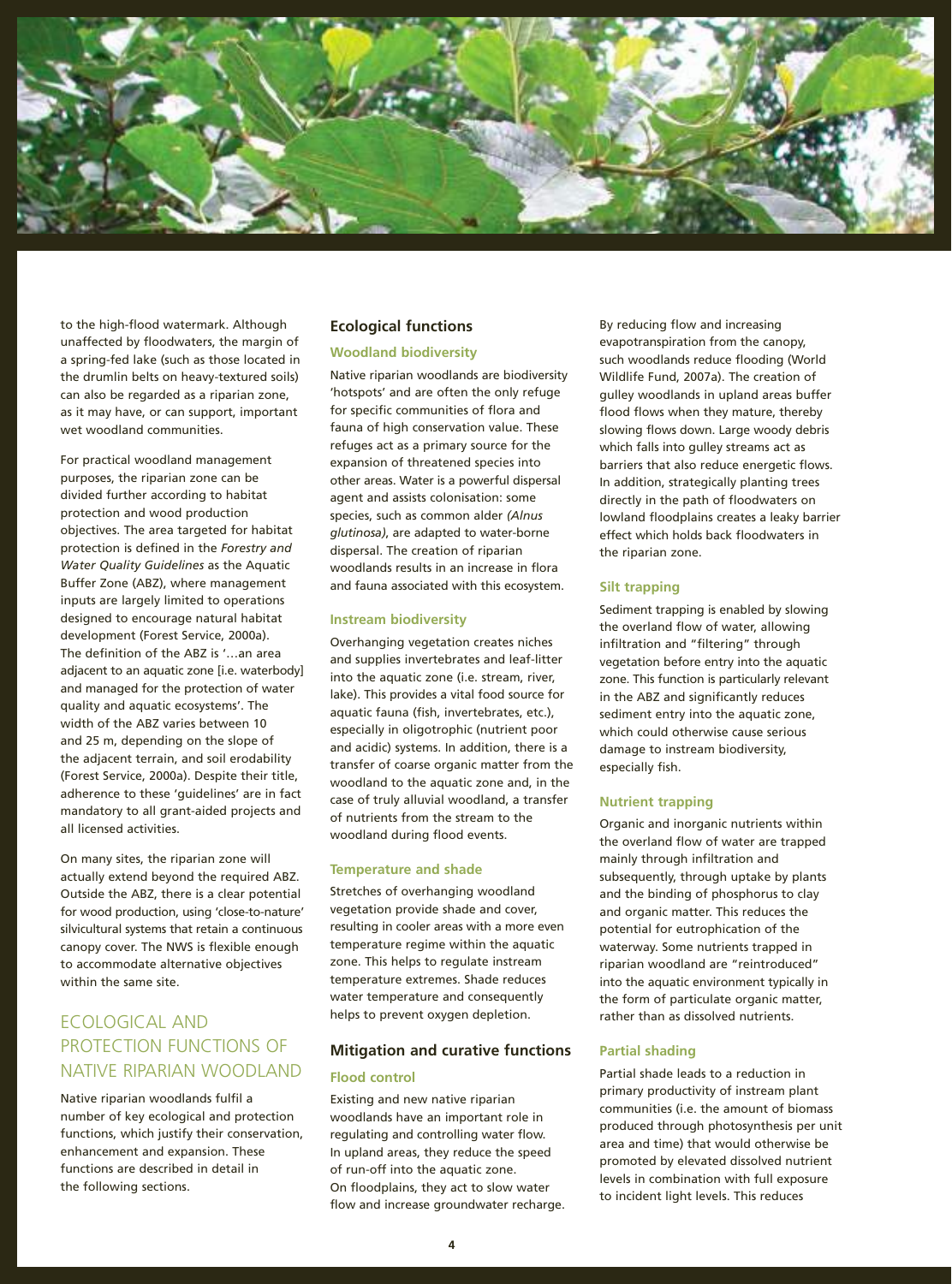to the high-flood watermark. Although unaffected by floodwaters, the margin of a spring-fed lake (such as those located in the drumlin belts on heavy-textured soils) can also be regarded as a riparian zone, as it may have, or can support, important wet woodland communities.

For practical woodland management purposes, the riparian zone can be divided further according to habitat protection and wood production objectives. The area targeted for habitat protection is defined in the *Forestry and Water Quality Guidelines* as the Aquatic Buffer Zone (ABZ), where management inputs are largely limited to operations designed to encourage natural habitat development (Forest Service, 2000a). The definition of the ABZ is '…an area adjacent to an aquatic zone [i.e. waterbody] and managed for the protection of water quality and aquatic ecosystems'. The width of the ABZ varies between 10 and 25 m, depending on the slope of the adjacent terrain, and soil erodability (Forest Service, 2000a). Despite their title, adherence to these 'guidelines' are in fact mandatory to all grant-aided projects and all licensed activities.

On many sites, the riparian zone will actually extend beyond the required ABZ. Outside the ABZ, there is a clear potential for wood production, using 'close-to-nature' silvicultural systems that retain a continuous canopy cover. The NWS is flexible enough to accommodate alternative objectives within the same site.

## ECOLOGICAL AND PROTECTION FUNCTIONS OF NATIVE RIPARIAN WOODLAND

Native riparian woodlands fulfil a number of key ecological and protection functions, which justify their conservation, enhancement and expansion. These functions are described in detail in the following sections.

### Ecological functions

#### Woodland biodiversity

Native riparian woodlands are biodiversity 'hotspots' and are often the only refuge for specific communities of flora and fauna of high conservation value. These refuges act as a primary source for the expansion of threatened species into other areas. Water is a powerful dispersal agent and assists colonisation: some species, such as common alder *(Alnus glutinosa)*, are adapted to water-borne dispersal. The creation of riparian woodlands results in an increase in flora and fauna associated with this ecosystem.

#### Instream biodiversity

Overhanging vegetation creates niches and supplies invertebrates and leaf-litter into the aquatic zone (i.e. stream, river, lake). This provides a vital food source for aquatic fauna (fish, invertebrates, etc.), especially in oligotrophic (nutrient poor and acidic) systems. In addition, there is a transfer of coarse organic matter from the woodland to the aquatic zone and, in the case of truly alluvial woodland, a transfer of nutrients from the stream to the woodland during flood events.

#### Temperature and shade

Stretches of overhanging woodland vegetation provide shade and cover, resulting in cooler areas with a more even temperature regime within the aquatic zone. This helps to regulate instream temperature extremes. Shade reduces water temperature and consequently helps to prevent oxygen depletion.

### Mitigation and curative functions

#### Flood control

Existing and new native riparian woodlands have an important role in regulating and controlling water flow. In upland areas, they reduce the speed of run-off into the aquatic zone. On floodplains, they act to slow water flow and increase groundwater recharge. By reducing flow and increasing evapotranspiration from the canopy, such woodlands reduce flooding (World Wildlife Fund, 2007a). The creation of gulley woodlands in upland areas buffer flood flows when they mature, thereby slowing flows down. Large woody debris which falls into gulley streams act as barriers that also reduce energetic flows. In addition, strategically planting trees directly in the path of floodwaters on lowland floodplains creates a leaky barrier effect which holds back floodwaters in the riparian zone.

#### Silt trapping

Sediment trapping is enabled by slowing the overland flow of water, allowing infiltration and "filtering" through vegetation before entry into the aquatic zone. This function is particularly relevant in the ABZ and significantly reduces sediment entry into the aquatic zone, which could otherwise cause serious damage to instream biodiversity, especially fish.

#### Nutrient trapping

Organic and inorganic nutrients within the overland flow of water are trapped mainly through infiltration and subsequently, through uptake by plants and the binding of phosphorus to clay and organic matter. This reduces the potential for eutrophication of the waterway. Some nutrients trapped in riparian woodland are "reintroduced" into the aquatic environment typically in the form of particulate organic matter, rather than as dissolved nutrients.

#### Partial shading

Partial shade leads to a reduction in primary productivity of instream plant communities (i.e. the amount of biomass produced through photosynthesis per unit area and time) that would otherwise be promoted by elevated dissolved nutrient levels in combination with full exposure to incident light levels. This reduces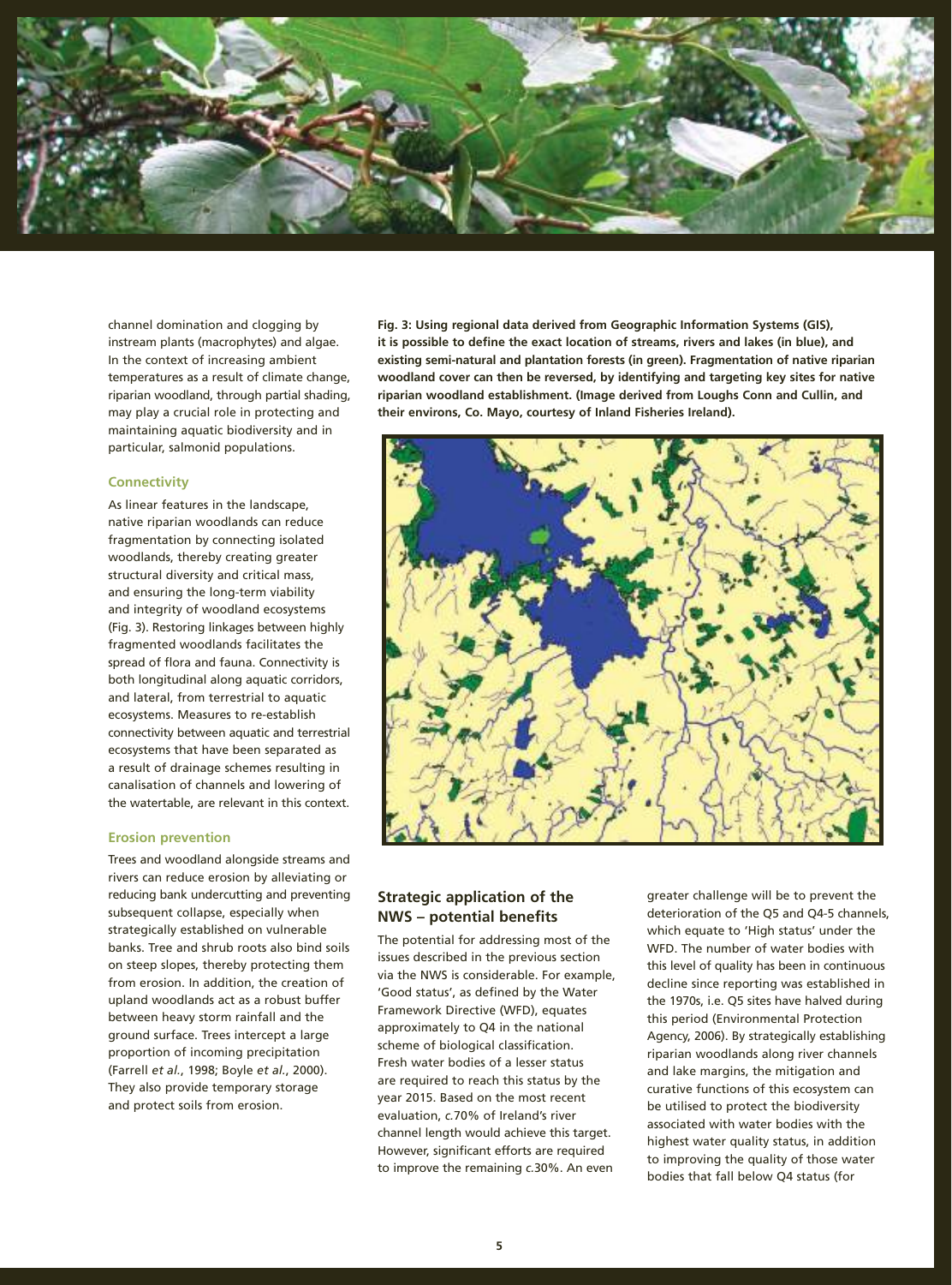channel domination and clogging by instream plants (macrophytes) and algae. In the context of increasing ambient temperatures as a result of climate change, riparian woodland, through partial shading, may play a crucial role in protecting and maintaining aquatic biodiversity and in particular, salmonid populations.

### Connectivity

As linear features in the landscape, native riparian woodlands can reduce fragmentation by connecting isolated woodlands, thereby creating greater structural diversity and critical mass, and ensuring the long-term viability and integrity of woodland ecosystems (Fig. 3). Restoring linkages between highly fragmented woodlands facilitates the spread of flora and fauna. Connectivity is both longitudinal along aquatic corridors, and lateral, from terrestrial to aquatic ecosystems. Measures to re-establish connectivity between aquatic and terrestrial ecosystems that have been separated as a result of drainage schemes resulting in canalisation of channels and lowering of the watertable, are relevant in this context.

### Erosion prevention

Trees and woodland alongside streams and rivers can reduce erosion by alleviating or reducing bank undercutting and preventing subsequent collapse, especially when strategically established on vulnerable banks. Tree and shrub roots also bind soils on steep slopes, thereby protecting them from erosion. In addition, the creation of upland woodlands act as a robust buffer between heavy storm rainfall and the ground surface. Trees intercept a large proportion of incoming precipitation (Farrell *et al.*, 1998; Boyle *et al.*, 2000). They also provide temporary storage and protect soils from erosion.

**Fig. 3: Using regional data derived from Geographic Information Systems (GIS), it is possible to define the exact location of streams, rivers and lakes (in blue), and existing semi-natural and plantation forests (in green). Fragmentation of native riparian woodland cover can then be reversed, by identifying and targeting key sites for native riparian woodland establishment. (Image derived from Loughs Conn and Cullin, and their environs, Co. Mayo, courtesy of Inland Fisheries Ireland).**

## Strategic application of the NWS – potential benefits

The potential for addressing most of the issues described in the previous section via the NWS is considerable. For example, 'Good status', as defined by the Water Framework Directive (WFD), equates approximately to Q4 in the national scheme of biological classification. Fresh water bodies of a lesser status are required to reach this status by the year 2015. Based on the most recent evaluation, *c.*70% of Ireland's river channel length would achieve this target. However, significant efforts are required to improve the remaining *c.*30%. An even greater challenge will be to prevent the deterioration of the Q5 and Q4-5 channels, which equate to 'High status' under the WFD. The number of water bodies with this level of quality has been in continuous decline since reporting was established in the 1970s, i.e. Q5 sites have halved during this period (Environmental Protection Agency, 2006). By strategically establishing riparian woodlands along river channels and lake margins, the mitigation and curative functions of this ecosystem can be utilised to protect the biodiversity associated with water bodies with the highest water quality status, in addition to improving the quality of those water bodies that fall below Q4 status (for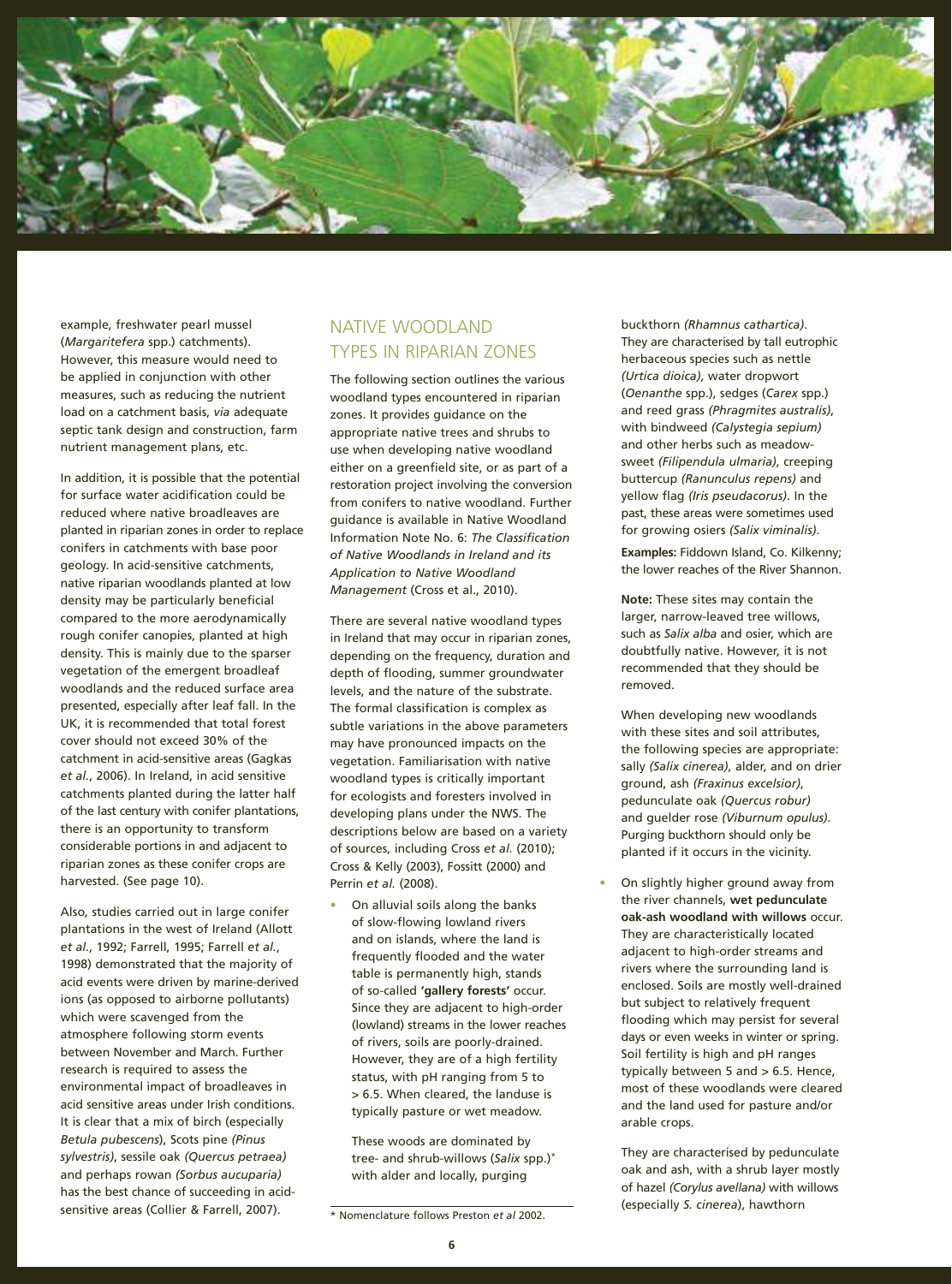example, freshwater pearl mussel (*Margaritefera* spp.) catchments). However, this measure would need to be applied in conjunction with other measures, such as reducing the nutrient load on a catchment basis, *via* adequate septic tank design and construction, farm nutrient management plans, etc.

In addition, it is possible that the potential for surface water acidification could be reduced where native broadleaves are planted in riparian zones in order to replace conifers in catchments with base poor geology. In acid-sensitive catchments, native riparian woodlands planted at low density may be particularly beneficial compared to the more aerodynamically rough conifer canopies, planted at high density. This is mainly due to the sparser vegetation of the emergent broadleaf woodlands and the reduced surface area presented, especially after leaf fall. In the UK, it is recommended that total forest cover should not exceed 30% of the catchment in acid-sensitive areas (Gagkas *et al.*, 2006). In Ireland, in acid sensitive catchments planted during the latter half of the last century with conifer plantations, there is an opportunity to transform considerable portions in and adjacent to riparian zones as these conifer crops are harvested. (See page 10).

Also, studies carried out in large conifer plantations in the west of Ireland (Allott *et al.*, 1992; Farrell, 1995; Farrell *et al.*, 1998) demonstrated that the majority of acid events were driven by marine-derived ions (as opposed to airborne pollutants) which were scavenged from the atmosphere following storm events between November and March. Further research is required to assess the environmental impact of broadleaves in acid sensitive areas under Irish conditions. It is clear that a mix of birch (especially *Betula pubescens*), Scots pine *(Pinus sylvestris)*, sessile oak *(Quercus petraea)* and perhaps rowan *(Sorbus aucuparia)* has the best chance of succeeding in acid-sensitive areas (Collier & Farrell, 2007).

## NATIVE WOODLAND TYPES IN RIPARIAN ZONES

The following section outlines the various woodland types encountered in riparian zones. It provides guidance on the appropriate native trees and shrubs to use when developing native woodland either on a greenfield site, or as part of a restoration project involving the conversion from conifers to native woodland. Further guidance is available in Native Woodland Information Note No. 6: *The Classification of Native Woodlands in Ireland and its Application to Native Woodland Management* (Cross et al., 2010).

There are several native woodland types in Ireland that may occur in riparian zones, depending on the frequency, duration and depth of flooding, summer groundwater levels, and the nature of the substrate. The formal classification is complex as subtle variations in the above parameters may have pronounced impacts on the vegetation. Familiarisation with native woodland types is critically important for ecologists and foresters involved in developing plans under the NWS. The descriptions below are based on a variety of sources, including Cross *et al.* (2010); Cross & Kelly (2003), Fossitt (2000) and Perrin *et al.* (2008).

- On alluvial soils along the banks of slow-flowing lowland rivers and on islands, where the land is frequently flooded and the water table is permanently high, stands of so-called **'gallery forests'** occur. Since they are adjacent to high-order (lowland) streams in the lower reaches of rivers, soils are poorly-drained. However, they are of a high fertility status, with pH ranging from 5 to > 6.5. When cleared, the landuse is typically pasture or wet meadow.

  These woods are dominated by tree- and shrub-willows (*Salix* spp.)* with alder and locally, purging buckthorn *(Rhamnus cathartica)*. They are characterised by tall eutrophic herbaceous species such as nettle *(Urtica dioica)*, water dropwort (*Oenanthe* spp.), sedges (*Carex* spp.) and reed grass *(Phragmites australis)*, with bindweed *(Calystegia sepium)* and other herbs such as meadow-sweet *(Filipendula ulmaria)*, creeping buttercup *(Ranunculus repens)* and yellow flag *(Iris pseudacorus)*. In the past, these areas were sometimes used for growing osiers *(Salix viminalis)*.

  **Examples:** Fiddown Island, Co. Kilkenny; the lower reaches of the River Shannon.

  **Note:** These sites may contain the larger, narrow-leaved tree willows, such as *Salix alba* and osier, which are doubtfully native. However, it is not recommended that they should be removed.

  When developing new woodlands with these sites and soil attributes, the following species are appropriate: sally *(Salix cinerea)*, alder, and on drier ground, ash *(Fraxinus excelsior)*, pedunculate oak *(Quercus robur)* and guelder rose *(Viburnum opulus)*. Purging buckthorn should only be planted if it occurs in the vicinity.

- On slightly higher ground away from the river channels, **wet pedunculate oak-ash woodland with willows** occur. They are characteristically located adjacent to high-order streams and rivers where the surrounding land is enclosed. Soils are mostly well-drained but subject to relatively frequent flooding which may persist for several days or even weeks in winter or spring. Soil fertility is high and pH ranges typically between 5 and > 6.5. Hence, most of these woodlands were cleared and the land used for pasture and/or arable crops.

  They are characterised by pedunculate oak and ash, with a shrub layer mostly of hazel *(Corylus avellana)* with willows (especially *S. cinerea*), hawthorn

* Nomenclature follows Preston *et al* 2002.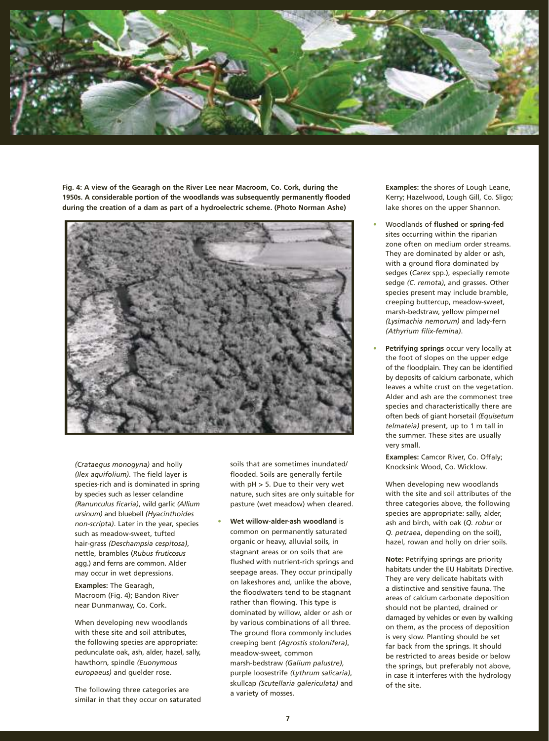**Fig. 4: A view of the Gearagh on the River Lee near Macroom, Co. Cork, during the 1950s. A considerable portion of the woodlands was subsequently permanently flooded during the creation of a dam as part of a hydroelectric scheme. (Photo Norman Ashe)**

*(Crataegus monogyna)* and holly *(Ilex aquifolium)*. The field layer is species-rich and is dominated in spring by species such as lesser celandine *(Ranunculus ficaria)*, wild garlic *(Allium ursinum)* and bluebell *(Hyacinthoides non-scripta)*. Later in the year, species such as meadow-sweet, tufted hair-grass *(Deschampsia cespitosa)*, nettle, brambles (*Rubus fruticosus* agg.) and ferns are common. Alder may occur in wet depressions.

**Examples:** The Gearagh, Macroom (Fig. 4); Bandon River near Dunmanway, Co. Cork.

When developing new woodlands with these site and soil attributes, the following species are appropriate: pedunculate oak, ash, alder, hazel, sally, hawthorn, spindle *(Euonymous europaeus)* and guelder rose.

The following three categories are similar in that they occur on saturated soils that are sometimes inundated/flooded. Soils are generally fertile with pH > 5. Due to their very wet nature, such sites are only suitable for pasture (wet meadow) when cleared.

- **Wet willow-alder-ash woodland** is common on permanently saturated organic or heavy, alluvial soils, in stagnant areas or on soils that are flushed with nutrient-rich springs and seepage areas. They occur principally on lakeshores and, unlike the above, the floodwaters tend to be stagnant rather than flowing. This type is dominated by willow, alder or ash or by various combinations of all three. The ground flora commonly includes creeping bent *(Agrostis stolonifera)*, meadow-sweet, common marsh-bedstraw *(Galium palustre)*, purple loosestrife *(Lythrum salicaria)*, skullcap *(Scutellaria galericulata)* and a variety of mosses.

  **Examples:** the shores of Lough Leane, Kerry; Hazelwood, Lough Gill, Co. Sligo; lake shores on the upper Shannon.

- Woodlands of **flushed** or **spring-fed** sites occurring within the riparian zone often on medium order streams. They are dominated by alder or ash, with a ground flora dominated by sedges (*Carex* spp.), especially remote sedge *(C. remota)*, and grasses. Other species present may include bramble, creeping buttercup, meadow-sweet, marsh-bedstraw, yellow pimpernel *(Lysimachia nemorum)* and lady-fern *(Athyrium filix-femina)*.

- **Petrifying springs** occur very locally at the foot of slopes on the upper edge of the floodplain. They can be identified by deposits of calcium carbonate, which leaves a white crust on the vegetation. Alder and ash are the commonest tree species and characteristically there are often beds of giant horsetail *(Equisetum telmateia)* present, up to 1 m tall in the summer. These sites are usually very small.

  **Examples:** Camcor River, Co. Offaly; Knocksink Wood, Co. Wicklow.

When developing new woodlands with the site and soil attributes of the three categories above, the following species are appropriate: sally, alder, ash and birch, with oak (*Q. robur* or *Q. petraea*, depending on the soil), hazel, rowan and holly on drier soils.

**Note:** Petrifying springs are priority habitats under the EU Habitats Directive. They are very delicate habitats with a distinctive and sensitive fauna. The areas of calcium carbonate deposition should not be planted, drained or damaged by vehicles or even by walking on them, as the process of deposition is very slow. Planting should be set far back from the springs. It should be restricted to areas beside or below the springs, but preferably not above, in case it interferes with the hydrology of the site.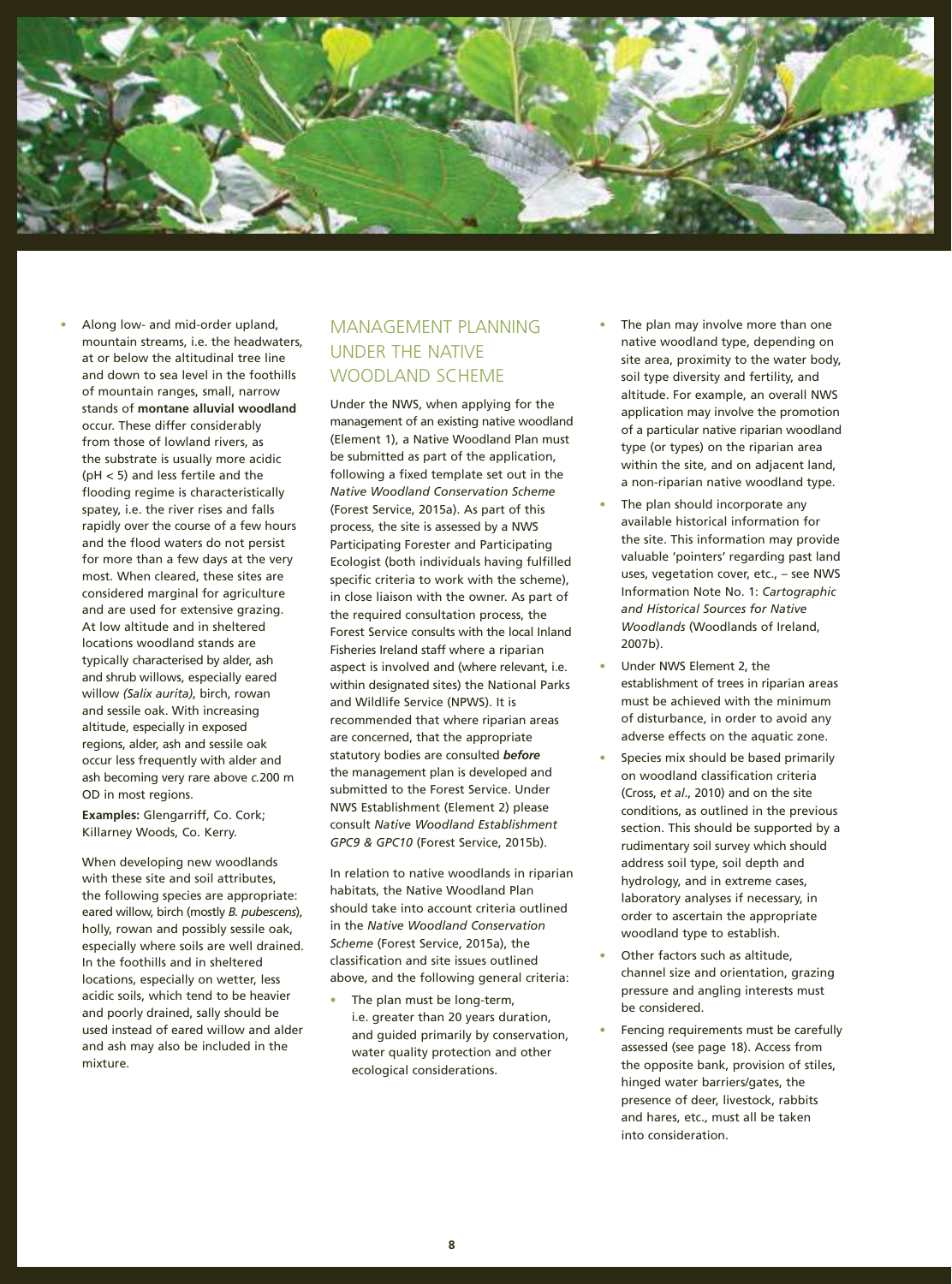- Along low- and mid-order upland, mountain streams, i.e. the headwaters, at or below the altitudinal tree line and down to sea level in the foothills of mountain ranges, small, narrow stands of **montane alluvial woodland** occur. These differ considerably from those of lowland rivers, as the substrate is usually more acidic (pH < 5) and less fertile and the flooding regime is characteristically spatey, i.e. the river rises and falls rapidly over the course of a few hours and the flood waters do not persist for more than a few days at the very most. When cleared, these sites are considered marginal for agriculture and are used for extensive grazing. At low altitude and in sheltered locations woodland stands are typically characterised by alder, ash and shrub willows, especially eared willow *(Salix aurita)*, birch, rowan and sessile oak. With increasing altitude, especially in exposed regions, alder, ash and sessile oak occur less frequently with alder and ash becoming very rare above *c.*200 m OD in most regions.

  **Examples:** Glengarriff, Co. Cork; Killarney Woods, Co. Kerry.

  When developing new woodlands with these site and soil attributes, the following species are appropriate: eared willow, birch (mostly *B. pubescens*), holly, rowan and possibly sessile oak, especially where soils are well drained. In the foothills and in sheltered locations, especially on wetter, less acidic soils, which tend to be heavier and poorly drained, sally should be used instead of eared willow and alder and ash may also be included in the mixture.

## MANAGEMENT PLANNING UNDER THE NATIVE WOODLAND SCHEME

Under the NWS, when applying for the management of an existing native woodland (Element 1), a Native Woodland Plan must be submitted as part of the application, following a fixed template set out in the *Native Woodland Conservation Scheme* (Forest Service, 2015a). As part of this process, the site is assessed by a NWS Participating Forester and Participating Ecologist (both individuals having fulfilled specific criteria to work with the scheme), in close liaison with the owner. As part of the required consultation process, the Forest Service consults with the local Inland Fisheries Ireland staff where a riparian aspect is involved and (where relevant, i.e. within designated sites) the National Parks and Wildlife Service (NPWS). It is recommended that where riparian areas are concerned, that the appropriate statutory bodies are consulted ***before*** the management plan is developed and submitted to the Forest Service. Under NWS Establishment (Element 2) please consult *Native Woodland Establishment GPC9 & GPC10* (Forest Service, 2015b).

In relation to native woodlands in riparian habitats, the Native Woodland Plan should take into account criteria outlined in the *Native Woodland Conservation Scheme* (Forest Service, 2015a), the classification and site issues outlined above, and the following general criteria:

- The plan must be long-term, i.e. greater than 20 years duration, and guided primarily by conservation, water quality protection and other ecological considerations.
- The plan may involve more than one native woodland type, depending on site area, proximity to the water body, soil type diversity and fertility, and altitude. For example, an overall NWS application may involve the promotion of a particular native riparian woodland type (or types) on the riparian area within the site, and on adjacent land, a non-riparian native woodland type.
- The plan should incorporate any available historical information for the site. This information may provide valuable 'pointers' regarding past land uses, vegetation cover, etc., – see NWS Information Note No. 1: *Cartographic and Historical Sources for Native Woodlands* (Woodlands of Ireland, 2007b).
- Under NWS Element 2, the establishment of trees in riparian areas must be achieved with the minimum of disturbance, in order to avoid any adverse effects on the aquatic zone.
- Species mix should be based primarily on woodland classification criteria (Cross, *et al*., 2010) and on the site conditions, as outlined in the previous section. This should be supported by a rudimentary soil survey which should address soil type, soil depth and hydrology, and in extreme cases, laboratory analyses if necessary, in order to ascertain the appropriate woodland type to establish.
- Other factors such as altitude, channel size and orientation, grazing pressure and angling interests must be considered.
- Fencing requirements must be carefully assessed (see page 18). Access from the opposite bank, provision of stiles, hinged water barriers/gates, the presence of deer, livestock, rabbits and hares, etc., must all be taken into consideration.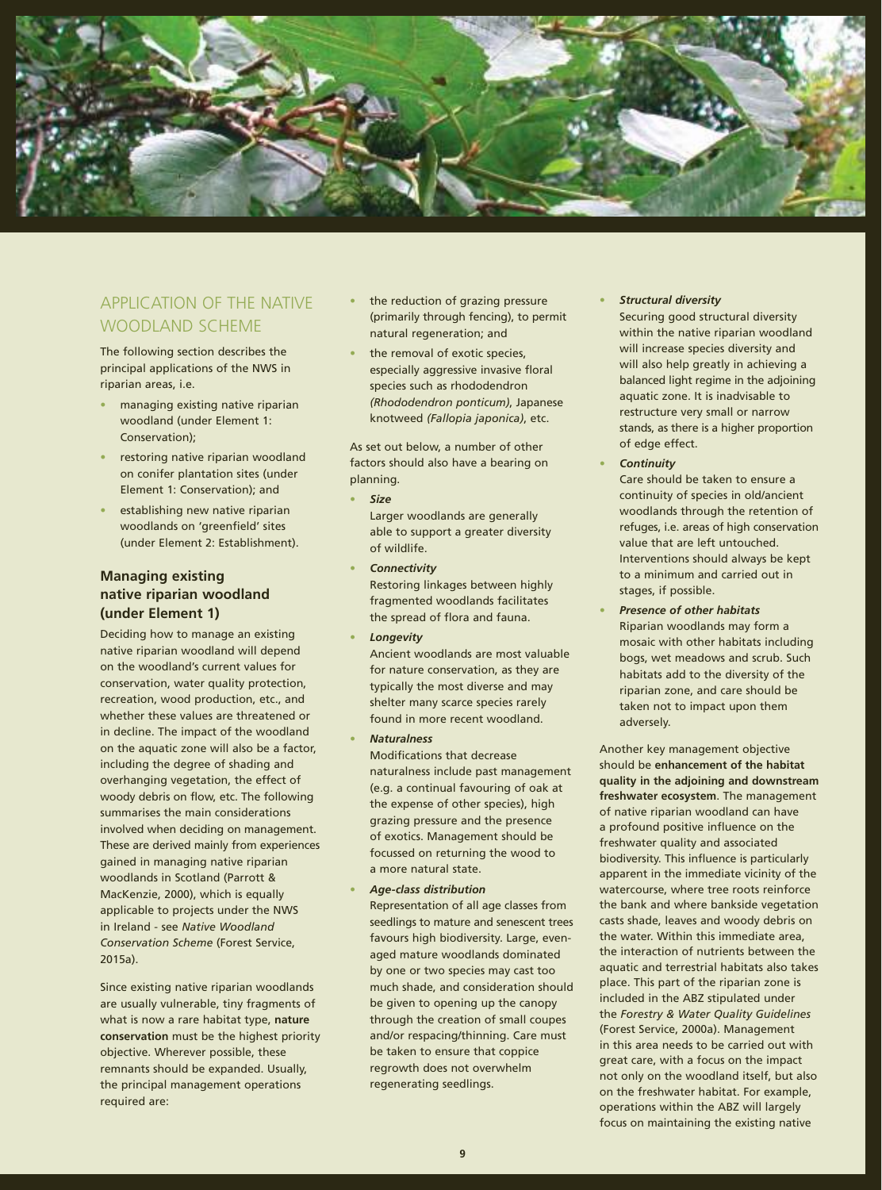## APPLICATION OF THE NATIVE WOODLAND SCHEME

The following section describes the principal applications of the NWS in riparian areas, i.e.

- managing existing native riparian woodland (under Element 1: Conservation);
- restoring native riparian woodland on conifer plantation sites (under Element 1: Conservation); and
- establishing new native riparian woodlands on 'greenfield' sites (under Element 2: Establishment).

### Managing existing native riparian woodland (under Element 1)

Deciding how to manage an existing native riparian woodland will depend on the woodland's current values for conservation, water quality protection, recreation, wood production, etc., and whether these values are threatened or in decline. The impact of the woodland on the aquatic zone will also be a factor, including the degree of shading and overhanging vegetation, the effect of woody debris on flow, etc. The following summarises the main considerations involved when deciding on management. These are derived mainly from experiences gained in managing native riparian woodlands in Scotland (Parrott & MacKenzie, 2000), which is equally applicable to projects under the NWS in Ireland - see *Native Woodland Conservation Scheme* (Forest Service, 2015a).

Since existing native riparian woodlands are usually vulnerable, tiny fragments of what is now a rare habitat type, **nature conservation** must be the highest priority objective. Wherever possible, these remnants should be expanded. Usually, the principal management operations required are:

- the reduction of grazing pressure (primarily through fencing), to permit natural regeneration; and
- the removal of exotic species, especially aggressive invasive floral species such as rhododendron *(Rhododendron ponticum)*, Japanese knotweed *(Fallopia japonica)*, etc.

As set out below, a number of other factors should also have a bearing on planning.

- ***Size***
  Larger woodlands are generally able to support a greater diversity of wildlife.
- ***Connectivity***
  Restoring linkages between highly fragmented woodlands facilitates the spread of flora and fauna.
- ***Longevity***
  Ancient woodlands are most valuable for nature conservation, as they are typically the most diverse and may shelter many scarce species rarely found in more recent woodland.
- ***Naturalness***
  Modifications that decrease naturalness include past management (e.g. a continual favouring of oak at the expense of other species), high grazing pressure and the presence of exotics. Management should be focussed on returning the wood to a more natural state.
- ***Age-class distribution***
  Representation of all age classes from seedlings to mature and senescent trees favours high biodiversity. Large, even-aged mature woodlands dominated by one or two species may cast too much shade, and consideration should be given to opening up the canopy through the creation of small coupes and/or respacing/thinning. Care must be taken to ensure that coppice regrowth does not overwhelm regenerating seedlings.
- ***Structural diversity***
  Securing good structural diversity within the native riparian woodland will increase species diversity and will also help greatly in achieving a balanced light regime in the adjoining aquatic zone. It is inadvisable to restructure very small or narrow stands, as there is a higher proportion of edge effect.
- ***Continuity***
  Care should be taken to ensure a continuity of species in old/ancient woodlands through the retention of refuges, i.e. areas of high conservation value that are left untouched. Interventions should always be kept to a minimum and carried out in stages, if possible.
- ***Presence of other habitats***
  Riparian woodlands may form a mosaic with other habitats including bogs, wet meadows and scrub. Such habitats add to the diversity of the riparian zone, and care should be taken not to impact upon them adversely.

Another key management objective should be **enhancement of the habitat quality in the adjoining and downstream freshwater ecosystem**. The management of native riparian woodland can have a profound positive influence on the freshwater quality and associated biodiversity. This influence is particularly apparent in the immediate vicinity of the watercourse, where tree roots reinforce the bank and where bankside vegetation casts shade, leaves and woody debris on the water. Within this immediate area, the interaction of nutrients between the aquatic and terrestrial habitats also takes place. This part of the riparian zone is included in the ABZ stipulated under the *Forestry & Water Quality Guidelines* (Forest Service, 2000a). Management in this area needs to be carried out with great care, with a focus on the impact not only on the woodland itself, but also on the freshwater habitat. For example, operations within the ABZ will largely focus on maintaining the existing native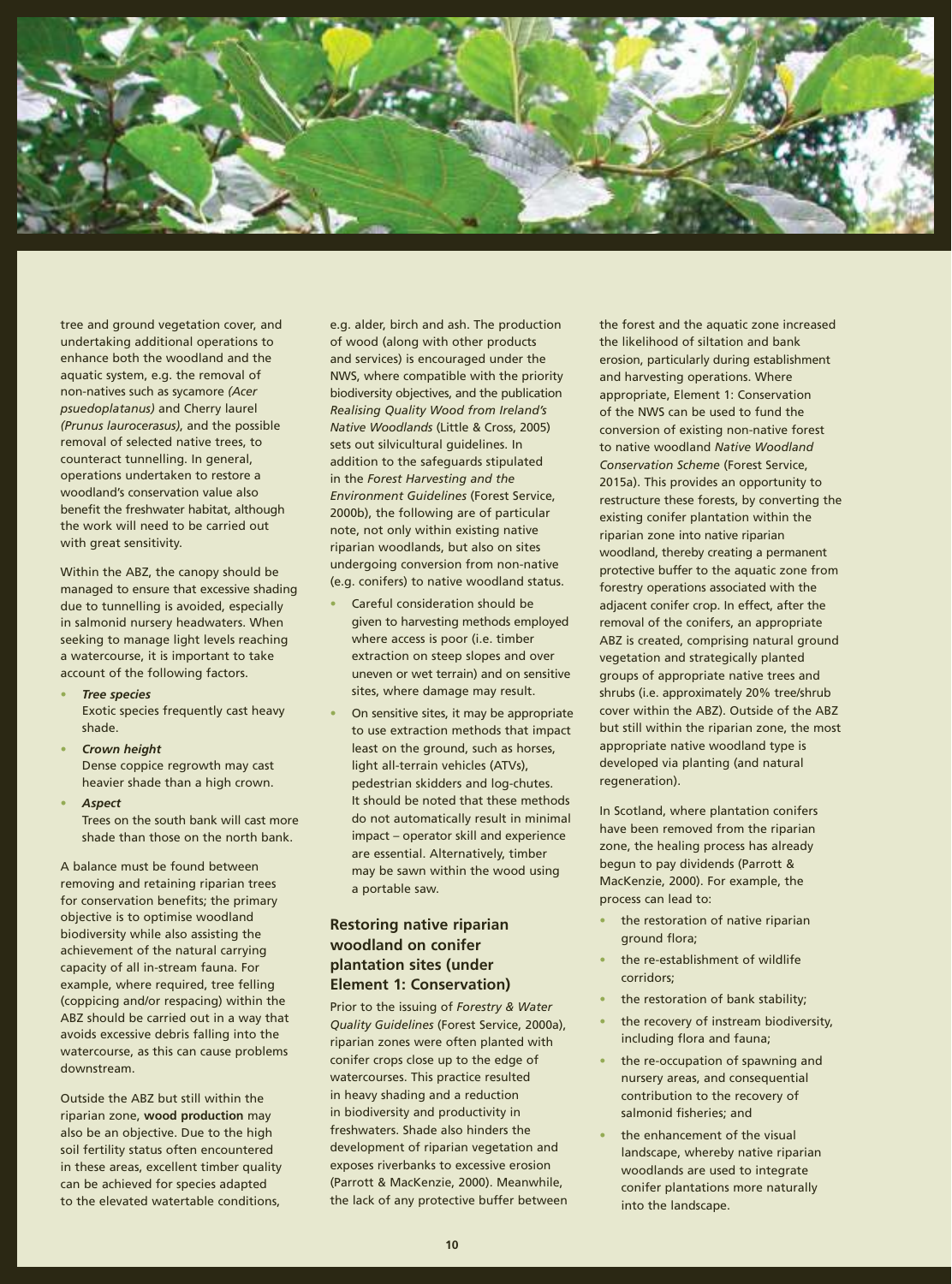tree and ground vegetation cover, and undertaking additional operations to enhance both the woodland and the aquatic system, e.g. the removal of non-natives such as sycamore *(Acer psuedoplatanus)* and Cherry laurel *(Prunus laurocerasus)*, and the possible removal of selected native trees, to counteract tunnelling. In general, operations undertaken to restore a woodland's conservation value also benefit the freshwater habitat, although the work will need to be carried out with great sensitivity.

Within the ABZ, the canopy should be managed to ensure that excessive shading due to tunnelling is avoided, especially in salmonid nursery headwaters. When seeking to manage light levels reaching a watercourse, it is important to take account of the following factors.

- ***Tree species***
  Exotic species frequently cast heavy shade.
- ***Crown height***
  Dense coppice regrowth may cast heavier shade than a high crown.
- ***Aspect***
  Trees on the south bank will cast more shade than those on the north bank.

A balance must be found between removing and retaining riparian trees for conservation benefits; the primary objective is to optimise woodland biodiversity while also assisting the achievement of the natural carrying capacity of all in-stream fauna. For example, where required, tree felling (coppicing and/or respacing) within the ABZ should be carried out in a way that avoids excessive debris falling into the watercourse, as this can cause problems downstream.

Outside the ABZ but still within the riparian zone, **wood production** may also be an objective. Due to the high soil fertility status often encountered in these areas, excellent timber quality can be achieved for species adapted to the elevated watertable conditions, e.g. alder, birch and ash. The production of wood (along with other products and services) is encouraged under the NWS, where compatible with the priority biodiversity objectives, and the publication *Realising Quality Wood from Ireland's Native Woodlands* (Little & Cross, 2005) sets out silvicultural guidelines. In addition to the safeguards stipulated in the *Forest Harvesting and the Environment Guidelines* (Forest Service, 2000b), the following are of particular note, not only within existing native riparian woodlands, but also on sites undergoing conversion from non-native (e.g. conifers) to native woodland status.

- Careful consideration should be given to harvesting methods employed where access is poor (i.e. timber extraction on steep slopes and over uneven or wet terrain) and on sensitive sites, where damage may result.
- On sensitive sites, it may be appropriate to use extraction methods that impact least on the ground, such as horses, light all-terrain vehicles (ATVs), pedestrian skidders and log-chutes. It should be noted that these methods do not automatically result in minimal impact – operator skill and experience are essential. Alternatively, timber may be sawn within the wood using a portable saw.

## Restoring native riparian woodland on conifer plantation sites (under Element 1: Conservation)

Prior to the issuing of *Forestry & Water Quality Guidelines* (Forest Service, 2000a), riparian zones were often planted with conifer crops close up to the edge of watercourses. This practice resulted in heavy shading and a reduction in biodiversity and productivity in freshwaters. Shade also hinders the development of riparian vegetation and exposes riverbanks to excessive erosion (Parrott & MacKenzie, 2000). Meanwhile, the lack of any protective buffer between the forest and the aquatic zone increased the likelihood of siltation and bank erosion, particularly during establishment and harvesting operations. Where appropriate, Element 1: Conservation of the NWS can be used to fund the conversion of existing non-native forest to native woodland *Native Woodland Conservation Scheme* (Forest Service, 2015a). This provides an opportunity to restructure these forests, by converting the existing conifer plantation within the riparian zone into native riparian woodland, thereby creating a permanent protective buffer to the aquatic zone from forestry operations associated with the adjacent conifer crop. In effect, after the removal of the conifers, an appropriate ABZ is created, comprising natural ground vegetation and strategically planted groups of appropriate native trees and shrubs (i.e. approximately 20% tree/shrub cover within the ABZ). Outside of the ABZ but still within the riparian zone, the most appropriate native woodland type is developed via planting (and natural regeneration).

In Scotland, where plantation conifers have been removed from the riparian zone, the healing process has already begun to pay dividends (Parrott & MacKenzie, 2000). For example, the process can lead to:

- the restoration of native riparian ground flora;
- the re-establishment of wildlife corridors;
- the restoration of bank stability;
- the recovery of instream biodiversity, including flora and fauna;
- the re-occupation of spawning and nursery areas, and consequential contribution to the recovery of salmonid fisheries; and
- the enhancement of the visual landscape, whereby native riparian woodlands are used to integrate conifer plantations more naturally into the landscape.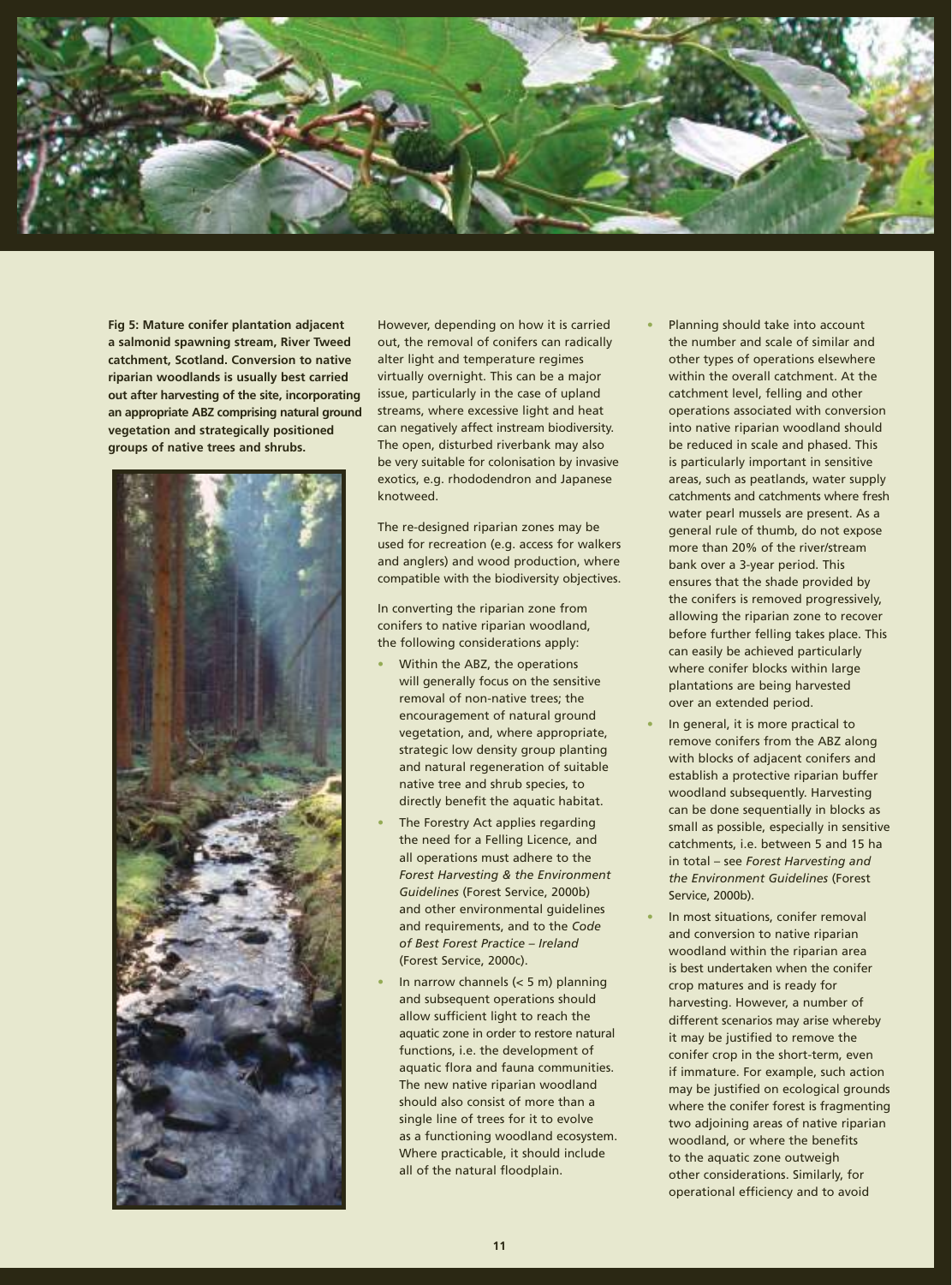**Fig 5: Mature conifer plantation adjacent a salmonid spawning stream, River Tweed catchment, Scotland. Conversion to native riparian woodlands is usually best carried out after harvesting of the site, incorporating an appropriate ABZ comprising natural ground vegetation and strategically positioned groups of native trees and shrubs.**

However, depending on how it is carried out, the removal of conifers can radically alter light and temperature regimes virtually overnight. This can be a major issue, particularly in the case of upland streams, where excessive light and heat can negatively affect instream biodiversity. The open, disturbed riverbank may also be very suitable for colonisation by invasive exotics, e.g. rhododendron and Japanese knotweed.

The re-designed riparian zones may be used for recreation (e.g. access for walkers and anglers) and wood production, where compatible with the biodiversity objectives.

In converting the riparian zone from conifers to native riparian woodland, the following considerations apply:

- Within the ABZ, the operations will generally focus on the sensitive removal of non-native trees; the encouragement of natural ground vegetation, and, where appropriate, strategic low density group planting and natural regeneration of suitable native tree and shrub species, to directly benefit the aquatic habitat.
- The Forestry Act applies regarding the need for a Felling Licence, and all operations must adhere to the *Forest Harvesting & the Environment Guidelines* (Forest Service, 2000b) and other environmental guidelines and requirements, and to the *Code of Best Forest Practice – Ireland* (Forest Service, 2000c).
- In narrow channels (< 5 m) planning and subsequent operations should allow sufficient light to reach the aquatic zone in order to restore natural functions, i.e. the development of aquatic flora and fauna communities. The new native riparian woodland should also consist of more than a single line of trees for it to evolve as a functioning woodland ecosystem. Where practicable, it should include all of the natural floodplain.
- Planning should take into account the number and scale of similar and other types of operations elsewhere within the overall catchment. At the catchment level, felling and other operations associated with conversion into native riparian woodland should be reduced in scale and phased. This is particularly important in sensitive areas, such as peatlands, water supply catchments and catchments where fresh water pearl mussels are present. As a general rule of thumb, do not expose more than 20% of the river/stream bank over a 3-year period. This ensures that the shade provided by the conifers is removed progressively, allowing the riparian zone to recover before further felling takes place. This can easily be achieved particularly where conifer blocks within large plantations are being harvested over an extended period.
- In general, it is more practical to remove conifers from the ABZ along with blocks of adjacent conifers and establish a protective riparian buffer woodland subsequently. Harvesting can be done sequentially in blocks as small as possible, especially in sensitive catchments, i.e. between 5 and 15 ha in total – see *Forest Harvesting and the Environment Guidelines* (Forest Service, 2000b).
- In most situations, conifer removal and conversion to native riparian woodland within the riparian area is best undertaken when the conifer crop matures and is ready for harvesting. However, a number of different scenarios may arise whereby it may be justified to remove the conifer crop in the short-term, even if immature. For example, such action may be justified on ecological grounds where the conifer forest is fragmenting two adjoining areas of native riparian woodland, or where the benefits to the aquatic zone outweigh other considerations. Similarly, for operational efficiency and to avoid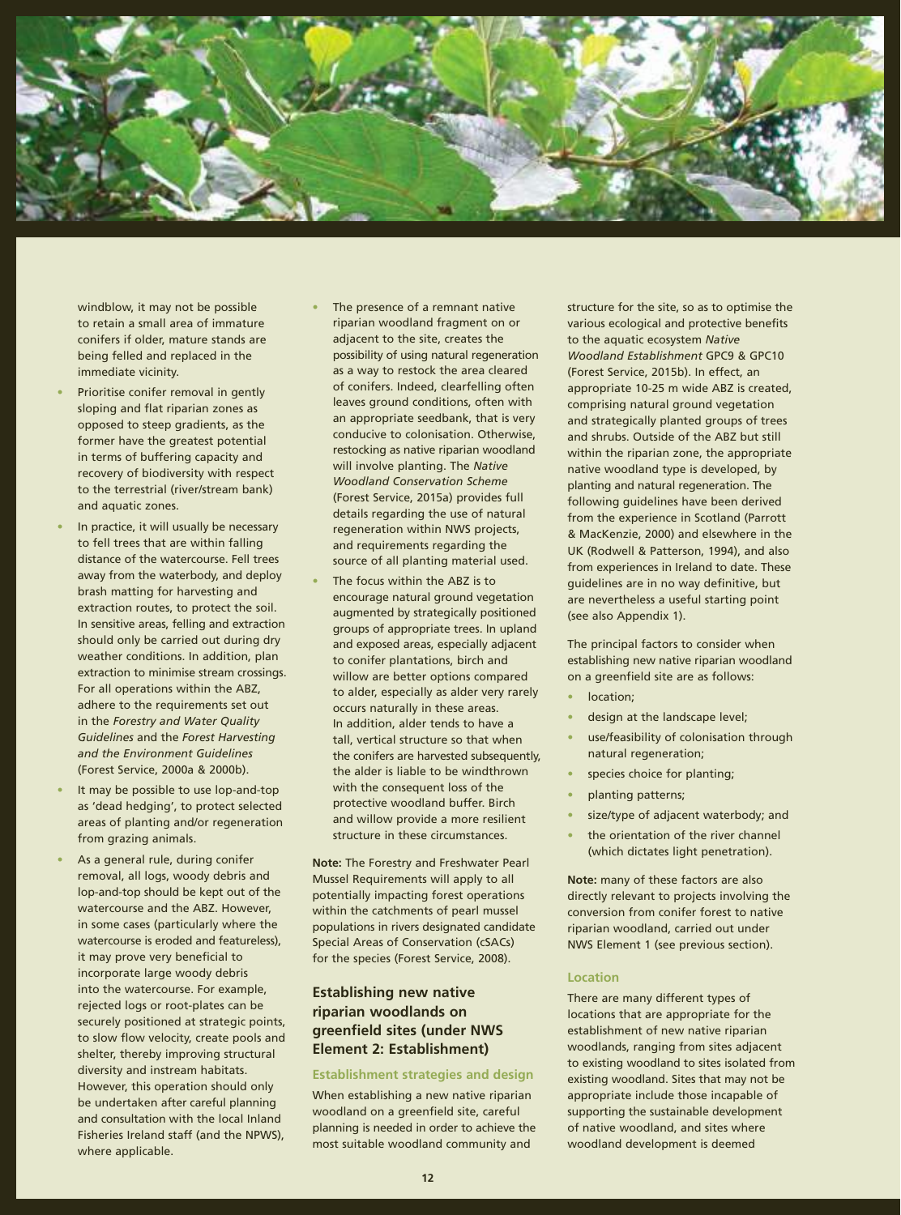windblow, it may not be possible to retain a small area of immature conifers if older, mature stands are being felled and replaced in the immediate vicinity.

- Prioritise conifer removal in gently sloping and flat riparian zones as opposed to steep gradients, as the former have the greatest potential in terms of buffering capacity and recovery of biodiversity with respect to the terrestrial (river/stream bank) and aquatic zones.
- In practice, it will usually be necessary to fell trees that are within falling distance of the watercourse. Fell trees away from the waterbody, and deploy brash matting for harvesting and extraction routes, to protect the soil. In sensitive areas, felling and extraction should only be carried out during dry weather conditions. In addition, plan extraction to minimise stream crossings. For all operations within the ABZ, adhere to the requirements set out in the *Forestry and Water Quality Guidelines* and the *Forest Harvesting and the Environment Guidelines* (Forest Service, 2000a & 2000b).
- It may be possible to use lop-and-top as 'dead hedging', to protect selected areas of planting and/or regeneration from grazing animals.
- As a general rule, during conifer removal, all logs, woody debris and lop-and-top should be kept out of the watercourse and the ABZ. However, in some cases (particularly where the watercourse is eroded and featureless), it may prove very beneficial to incorporate large woody debris into the watercourse. For example, rejected logs or root-plates can be securely positioned at strategic points, to slow flow velocity, create pools and shelter, thereby improving structural diversity and instream habitats. However, this operation should only be undertaken after careful planning and consultation with the local Inland Fisheries Ireland staff (and the NPWS), where applicable.
- The presence of a remnant native riparian woodland fragment on or adjacent to the site, creates the possibility of using natural regeneration as a way to restock the area cleared of conifers. Indeed, clearfelling often leaves ground conditions, often with an appropriate seedbank, that is very conducive to colonisation. Otherwise, restocking as native riparian woodland will involve planting. The *Native Woodland Conservation Scheme* (Forest Service, 2015a) provides full details regarding the use of natural regeneration within NWS projects, and requirements regarding the source of all planting material used.
- The focus within the ABZ is to encourage natural ground vegetation augmented by strategically positioned groups of appropriate trees. In upland and exposed areas, especially adjacent to conifer plantations, birch and willow are better options compared to alder, especially as alder very rarely occurs naturally in these areas. In addition, alder tends to have a tall, vertical structure so that when the conifers are harvested subsequently, the alder is liable to be windthrown with the consequent loss of the protective woodland buffer. Birch and willow provide a more resilient structure in these circumstances.

**Note:** The Forestry and Freshwater Pearl Mussel Requirements will apply to all potentially impacting forest operations within the catchments of pearl mussel populations in rivers designated candidate Special Areas of Conservation (cSACs) for the species (Forest Service, 2008).

## Establishing new native riparian woodlands on greenfield sites (under NWS Element 2: Establishment)

### Establishment strategies and design

When establishing a new native riparian woodland on a greenfield site, careful planning is needed in order to achieve the most suitable woodland community and structure for the site, so as to optimise the various ecological and protective benefits to the aquatic ecosystem *Native Woodland Establishment* GPC9 & GPC10 (Forest Service, 2015b). In effect, an appropriate 10-25 m wide ABZ is created, comprising natural ground vegetation and strategically planted groups of trees and shrubs. Outside of the ABZ but still within the riparian zone, the appropriate native woodland type is developed, by planting and natural regeneration. The following guidelines have been derived from the experience in Scotland (Parrott & MacKenzie, 2000) and elsewhere in the UK (Rodwell & Patterson, 1994), and also from experiences in Ireland to date. These guidelines are in no way definitive, but are nevertheless a useful starting point (see also Appendix 1).

The principal factors to consider when establishing new native riparian woodland on a greenfield site are as follows:

- location;
- design at the landscape level;
- use/feasibility of colonisation through natural regeneration;
- species choice for planting;
- planting patterns;
- size/type of adjacent waterbody; and
- the orientation of the river channel (which dictates light penetration).

**Note:** many of these factors are also directly relevant to projects involving the conversion from conifer forest to native riparian woodland, carried out under NWS Element 1 (see previous section).

### Location

There are many different types of locations that are appropriate for the establishment of new native riparian woodlands, ranging from sites adjacent to existing woodland to sites isolated from existing woodland. Sites that may not be appropriate include those incapable of supporting the sustainable development of native woodland, and sites where woodland development is deemed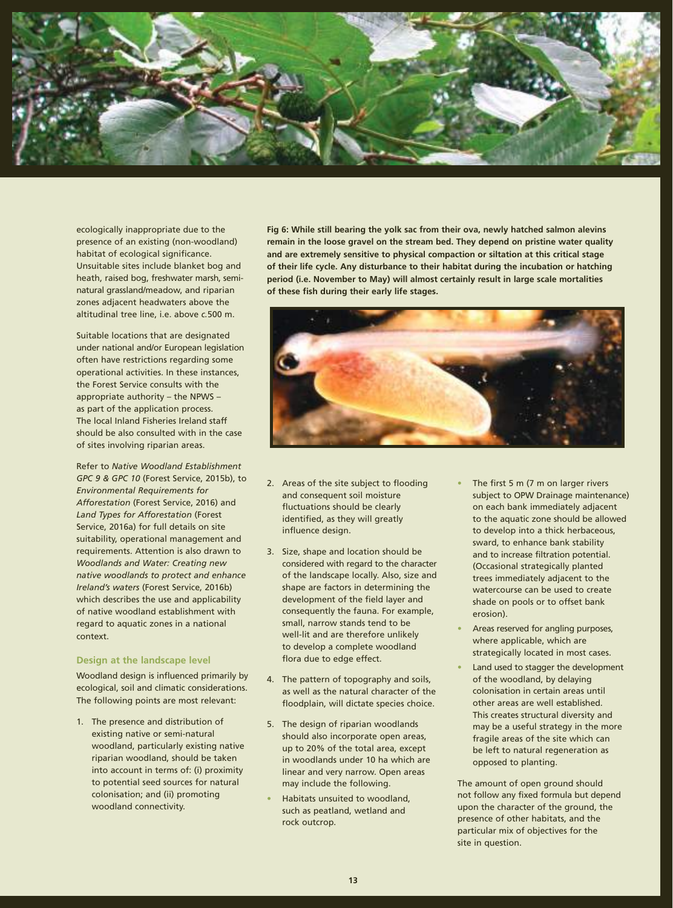ecologically inappropriate due to the presence of an existing (non-woodland) habitat of ecological significance. Unsuitable sites include blanket bog and heath, raised bog, freshwater marsh, semi-natural grassland/meadow, and riparian zones adjacent headwaters above the altitudinal tree line, i.e. above *c.*500 m.

Suitable locations that are designated under national and/or European legislation often have restrictions regarding some operational activities. In these instances, the Forest Service consults with the appropriate authority – the NPWS – as part of the application process. The local Inland Fisheries Ireland staff should be also consulted with in the case of sites involving riparian areas.

Refer to *Native Woodland Establishment GPC 9 & GPC 10* (Forest Service, 2015b), to *Environmental Requirements for Afforestation* (Forest Service, 2016) and *Land Types for Afforestation* (Forest Service, 2016a) for full details on site suitability, operational management and requirements. Attention is also drawn to *Woodlands and Water: Creating new native woodlands to protect and enhance Ireland's waters* (Forest Service, 2016b) which describes the use and applicability of native woodland establishment with regard to aquatic zones in a national context.

### Design at the landscape level

Woodland design is influenced primarily by ecological, soil and climatic considerations. The following points are most relevant:

1. The presence and distribution of existing native or semi-natural woodland, particularly existing native riparian woodland, should be taken into account in terms of: (i) proximity to potential seed sources for natural colonisation; and (ii) promoting woodland connectivity.

**Fig 6: While still bearing the yolk sac from their ova, newly hatched salmon alevins remain in the loose gravel on the stream bed. They depend on pristine water quality and are extremely sensitive to physical compaction or siltation at this critical stage of their life cycle. Any disturbance to their habitat during the incubation or hatching period (i.e. November to May) will almost certainly result in large scale mortalities of these fish during their early life stages.**

2. Areas of the site subject to flooding and consequent soil moisture fluctuations should be clearly identified, as they will greatly influence design.
3. Size, shape and location should be considered with regard to the character of the landscape locally. Also, size and shape are factors in determining the development of the field layer and consequently the fauna. For example, small, narrow stands tend to be well-lit and are therefore unlikely to develop a complete woodland flora due to edge effect.
4. The pattern of topography and soils, as well as the natural character of the floodplain, will dictate species choice.
5. The design of riparian woodlands should also incorporate open areas, up to 20% of the total area, except in woodlands under 10 ha which are linear and very narrow. Open areas may include the following.

- Habitats unsuited to woodland, such as peatland, wetland and rock outcrop.
- The first 5 m (7 m on larger rivers subject to OPW Drainage maintenance) on each bank immediately adjacent to the aquatic zone should be allowed to develop into a thick herbaceous, sward, to enhance bank stability and to increase filtration potential. (Occasional strategically planted trees immediately adjacent to the watercourse can be used to create shade on pools or to offset bank erosion).
- Areas reserved for angling purposes, where applicable, which are strategically located in most cases.
- Land used to stagger the development of the woodland, by delaying colonisation in certain areas until other areas are well established. This creates structural diversity and may be a useful strategy in the more fragile areas of the site which can be left to natural regeneration as opposed to planting.

The amount of open ground should not follow any fixed formula but depend upon the character of the ground, the presence of other habitats, and the particular mix of objectives for the site in question.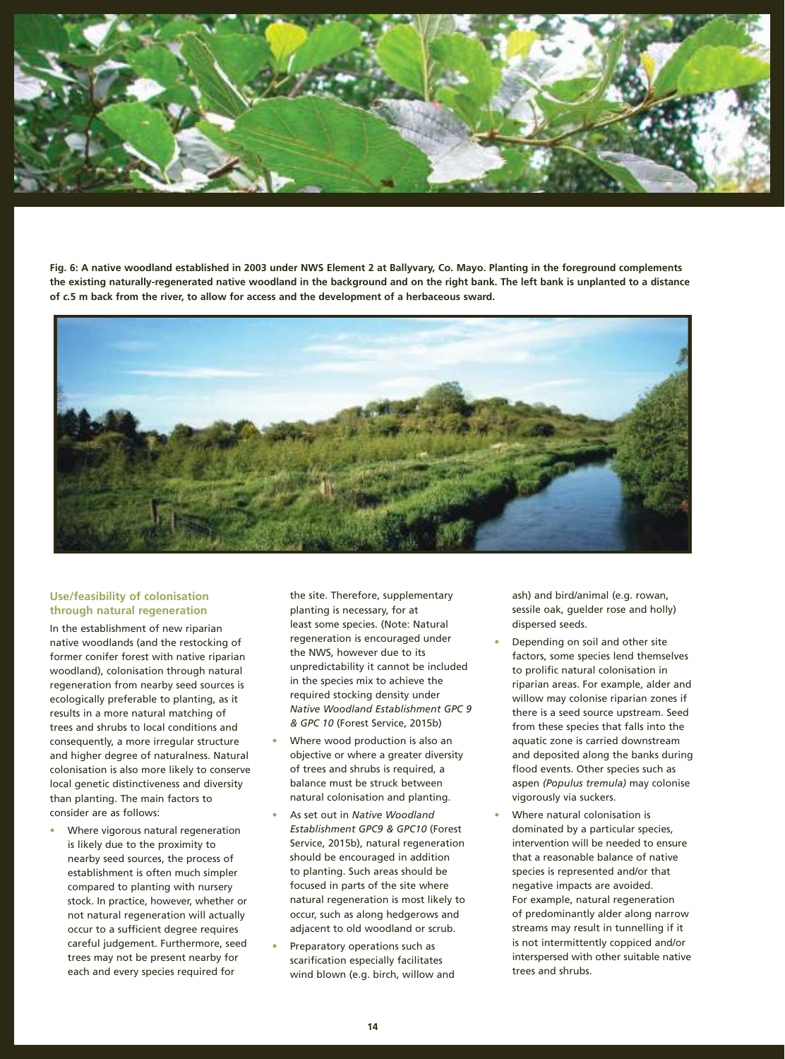**Fig. 6: A native woodland established in 2003 under NWS Element 2 at Ballyvary, Co. Mayo. Planting in the foreground complements the existing naturally-regenerated native woodland in the background and on the right bank. The left bank is unplanted to a distance of *c.*5 m back from the river, to allow for access and the development of a herbaceous sward.**

### Use/feasibility of colonisation through natural regeneration

In the establishment of new riparian native woodlands (and the restocking of former conifer forest with native riparian woodland), colonisation through natural regeneration from nearby seed sources is ecologically preferable to planting, as it results in a more natural matching of trees and shrubs to local conditions and consequently, a more irregular structure and higher degree of naturalness. Natural colonisation is also more likely to conserve local genetic distinctiveness and diversity than planting. The main factors to consider are as follows:

- Where vigorous natural regeneration is likely due to the proximity to nearby seed sources, the process of establishment is often much simpler compared to planting with nursery stock. In practice, however, whether or not natural regeneration will actually occur to a sufficient degree requires careful judgement. Furthermore, seed trees may not be present nearby for each and every species required for the site. Therefore, supplementary planting is necessary, for at least some species. (Note: Natural regeneration is encouraged under the NWS, however due to its unpredictability it cannot be included in the species mix to achieve the required stocking density under *Native Woodland Establishment GPC 9 & GPC 10* (Forest Service, 2015b)
- Where wood production is also an objective or where a greater diversity of trees and shrubs is required, a balance must be struck between natural colonisation and planting.
- As set out in *Native Woodland Establishment GPC9 & GPC10* (Forest Service, 2015b), natural regeneration should be encouraged in addition to planting. Such areas should be focused in parts of the site where natural regeneration is most likely to occur, such as along hedgerows and adjacent to old woodland or scrub.
- Preparatory operations such as scarification especially facilitates wind blown (e.g. birch, willow and ash) and bird/animal (e.g. rowan, sessile oak, guelder rose and holly) dispersed seeds.
- Depending on soil and other site factors, some species lend themselves to prolific natural colonisation in riparian areas. For example, alder and willow may colonise riparian zones if there is a seed source upstream. Seed from these species that falls into the aquatic zone is carried downstream and deposited along the banks during flood events. Other species such as aspen *(Populus tremula)* may colonise vigorously via suckers.
- Where natural colonisation is dominated by a particular species, intervention will be needed to ensure that a reasonable balance of native species is represented and/or that negative impacts are avoided. For example, natural regeneration of predominantly alder along narrow streams may result in tunnelling if it is not intermittently coppiced and/or interspersed with other suitable native trees and shrubs.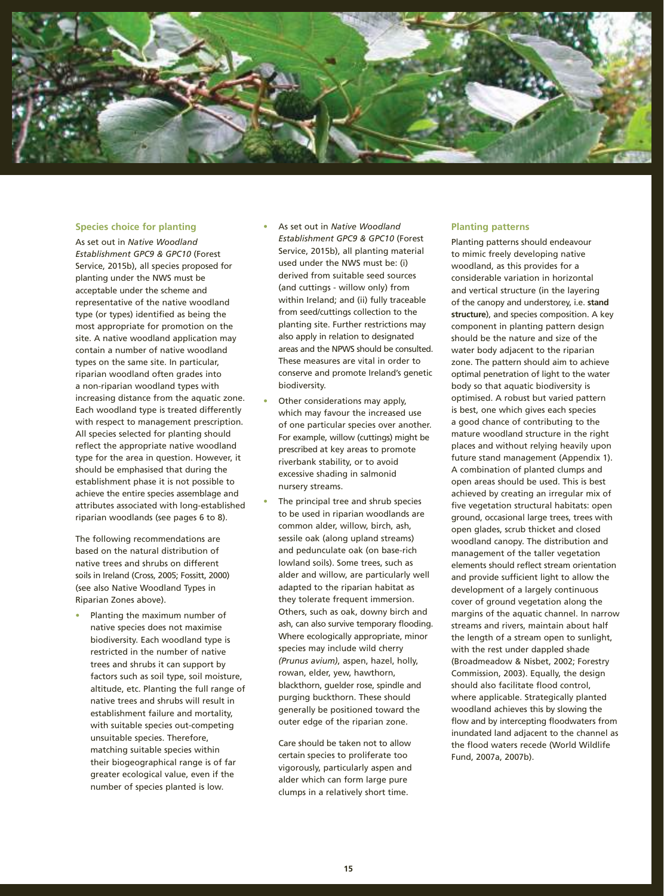### Species choice for planting

As set out in *Native Woodland Establishment GPC9 & GPC10* (Forest Service, 2015b), all species proposed for planting under the NWS must be acceptable under the scheme and representative of the native woodland type (or types) identified as being the most appropriate for promotion on the site. A native woodland application may contain a number of native woodland types on the same site. In particular, riparian woodland often grades into a non-riparian woodland types with increasing distance from the aquatic zone. Each woodland type is treated differently with respect to management prescription. All species selected for planting should reflect the appropriate native woodland type for the area in question. However, it should be emphasised that during the establishment phase it is not possible to achieve the entire species assemblage and attributes associated with long-established riparian woodlands (see pages 6 to 8).

The following recommendations are based on the natural distribution of native trees and shrubs on different soils in Ireland (Cross, 2005; Fossitt, 2000) (see also Native Woodland Types in Riparian Zones above).

- Planting the maximum number of native species does not maximise biodiversity. Each woodland type is restricted in the number of native trees and shrubs it can support by factors such as soil type, soil moisture, altitude, etc. Planting the full range of native trees and shrubs will result in establishment failure and mortality, with suitable species out-competing unsuitable species. Therefore, matching suitable species within their biogeographical range is of far greater ecological value, even if the number of species planted is low.
- As set out in *Native Woodland Establishment GPC9 & GPC10* (Forest Service, 2015b), all planting material used under the NWS must be: (i) derived from suitable seed sources (and cuttings - willow only) from within Ireland; and (ii) fully traceable from seed/cuttings collection to the planting site. Further restrictions may also apply in relation to designated areas and the NPWS should be consulted. These measures are vital in order to conserve and promote Ireland's genetic biodiversity.
- Other considerations may apply, which may favour the increased use of one particular species over another. For example, willow (cuttings) might be prescribed at key areas to promote riverbank stability, or to avoid excessive shading in salmonid nursery streams.
- The principal tree and shrub species to be used in riparian woodlands are common alder, willow, birch, ash, sessile oak (along upland streams) and pedunculate oak (on base-rich lowland soils). Some trees, such as alder and willow, are particularly well adapted to the riparian habitat as they tolerate frequent immersion. Others, such as oak, downy birch and ash, can also survive temporary flooding. Where ecologically appropriate, minor species may include wild cherry *(Prunus avium)*, aspen, hazel, holly, rowan, elder, yew, hawthorn, blackthorn, guelder rose, spindle and purging buckthorn. These should generally be positioned toward the outer edge of the riparian zone.

  Care should be taken not to allow certain species to proliferate too vigorously, particularly aspen and alder which can form large pure clumps in a relatively short time.

### Planting patterns

Planting patterns should endeavour to mimic freely developing native woodland, as this provides for a considerable variation in horizontal and vertical structure (in the layering of the canopy and understorey, i.e. **stand structure**), and species composition. A key component in planting pattern design should be the nature and size of the water body adjacent to the riparian zone. The pattern should aim to achieve optimal penetration of light to the water body so that aquatic biodiversity is optimised. A robust but varied pattern is best, one which gives each species a good chance of contributing to the mature woodland structure in the right places and without relying heavily upon future stand management (Appendix 1). A combination of planted clumps and open areas should be used. This is best achieved by creating an irregular mix of five vegetation structural habitats: open ground, occasional large trees, trees with open glades, scrub thicket and closed woodland canopy. The distribution and management of the taller vegetation elements should reflect stream orientation and provide sufficient light to allow the development of a largely continuous cover of ground vegetation along the margins of the aquatic channel. In narrow streams and rivers, maintain about half the length of a stream open to sunlight, with the rest under dappled shade (Broadmeadow & Nisbet, 2002; Forestry Commission, 2003). Equally, the design should also facilitate flood control, where applicable. Strategically planted woodland achieves this by slowing the flow and by intercepting floodwaters from inundated land adjacent to the channel as the flood waters recede (World Wildlife Fund, 2007a, 2007b).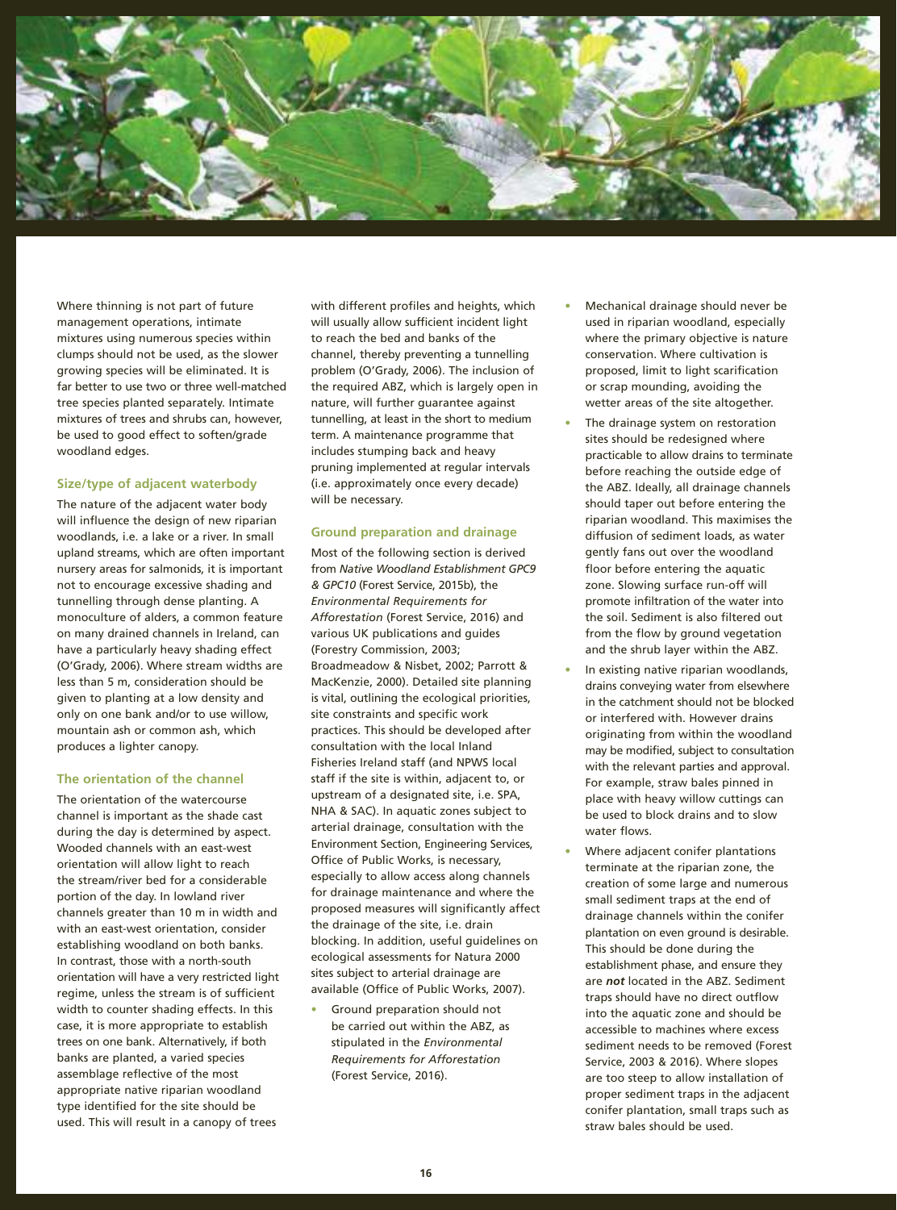Where thinning is not part of future management operations, intimate mixtures using numerous species within clumps should not be used, as the slower growing species will be eliminated. It is far better to use two or three well-matched tree species planted separately. Intimate mixtures of trees and shrubs can, however, be used to good effect to soften/grade woodland edges.

### Size/type of adjacent waterbody

The nature of the adjacent water body will influence the design of new riparian woodlands, i.e. a lake or a river. In small upland streams, which are often important nursery areas for salmonids, it is important not to encourage excessive shading and tunnelling through dense planting. A monoculture of alders, a common feature on many drained channels in Ireland, can have a particularly heavy shading effect (O'Grady, 2006). Where stream widths are less than 5 m, consideration should be given to planting at a low density and only on one bank and/or to use willow, mountain ash or common ash, which produces a lighter canopy.

### The orientation of the channel

The orientation of the watercourse channel is important as the shade cast during the day is determined by aspect. Wooded channels with an east-west orientation will allow light to reach the stream/river bed for a considerable portion of the day. In lowland river channels greater than 10 m in width and with an east-west orientation, consider establishing woodland on both banks. In contrast, those with a north-south orientation will have a very restricted light regime, unless the stream is of sufficient width to counter shading effects. In this case, it is more appropriate to establish trees on one bank. Alternatively, if both banks are planted, a varied species assemblage reflective of the most appropriate native riparian woodland type identified for the site should be used. This will result in a canopy of trees with different profiles and heights, which will usually allow sufficient incident light to reach the bed and banks of the channel, thereby preventing a tunnelling problem (O'Grady, 2006). The inclusion of the required ABZ, which is largely open in nature, will further guarantee against tunnelling, at least in the short to medium term. A maintenance programme that includes stumping back and heavy pruning implemented at regular intervals (i.e. approximately once every decade) will be necessary.

### Ground preparation and drainage

Most of the following section is derived from *Native Woodland Establishment GPC9 & GPC10* (Forest Service, 2015b), the *Environmental Requirements for Afforestation* (Forest Service, 2016) and various UK publications and guides (Forestry Commission, 2003; Broadmeadow & Nisbet, 2002; Parrott & MacKenzie, 2000). Detailed site planning is vital, outlining the ecological priorities, site constraints and specific work practices. This should be developed after consultation with the local Inland Fisheries Ireland staff (and NPWS local staff if the site is within, adjacent to, or upstream of a designated site, i.e. SPA, NHA & SAC). In aquatic zones subject to arterial drainage, consultation with the Environment Section, Engineering Services, Office of Public Works, is necessary, especially to allow access along channels for drainage maintenance and where the proposed measures will significantly affect the drainage of the site, i.e. drain blocking. In addition, useful guidelines on ecological assessments for Natura 2000 sites subject to arterial drainage are available (Office of Public Works, 2007).

- Ground preparation should not be carried out within the ABZ, as stipulated in the *Environmental Requirements for Afforestation* (Forest Service, 2016).
- Mechanical drainage should never be used in riparian woodland, especially where the primary objective is nature conservation. Where cultivation is proposed, limit to light scarification or scrap mounding, avoiding the wetter areas of the site altogether.
- The drainage system on restoration sites should be redesigned where practicable to allow drains to terminate before reaching the outside edge of the ABZ. Ideally, all drainage channels should taper out before entering the riparian woodland. This maximises the diffusion of sediment loads, as water gently fans out over the woodland floor before entering the aquatic zone. Slowing surface run-off will promote infiltration of the water into the soil. Sediment is also filtered out from the flow by ground vegetation and the shrub layer within the ABZ.
- In existing native riparian woodlands, drains conveying water from elsewhere in the catchment should not be blocked or interfered with. However drains originating from within the woodland may be modified, subject to consultation with the relevant parties and approval. For example, straw bales pinned in place with heavy willow cuttings can be used to block drains and to slow water flows.
- Where adjacent conifer plantations terminate at the riparian zone, the creation of some large and numerous small sediment traps at the end of drainage channels within the conifer plantation on even ground is desirable. This should be done during the establishment phase, and ensure they are ***not*** located in the ABZ. Sediment traps should have no direct outflow into the aquatic zone and should be accessible to machines where excess sediment needs to be removed (Forest Service, 2003 & 2016). Where slopes are too steep to allow installation of proper sediment traps in the adjacent conifer plantation, small traps such as straw bales should be used.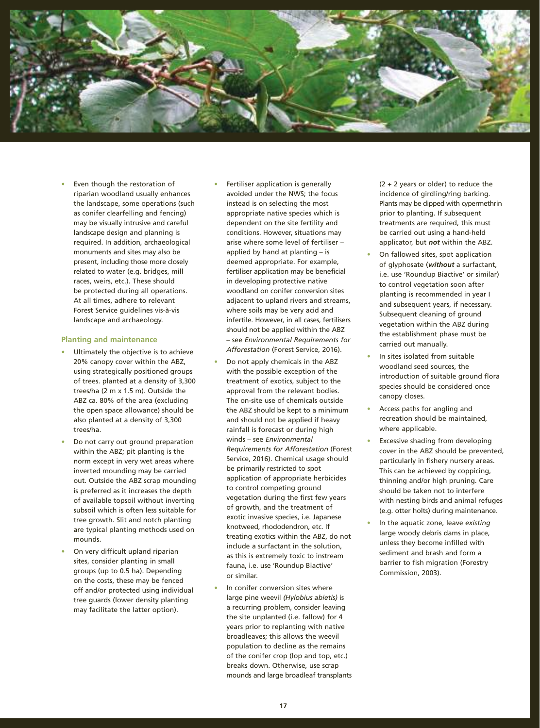- Even though the restoration of riparian woodland usually enhances the landscape, some operations (such as conifer clearfelling and fencing) may be visually intrusive and careful landscape design and planning is required. In addition, archaeological monuments and sites may also be present, including those more closely related to water (e.g. bridges, mill races, weirs, etc.). These should be protected during all operations. At all times, adhere to relevant Forest Service guidelines vis-à-vis landscape and archaeology.

### Planting and maintenance

- Ultimately the objective is to achieve 20% canopy cover within the ABZ, using strategically positioned groups of trees. planted at a density of 3,300 trees/ha (2 m x 1.5 m). Outside the ABZ ca. 80% of the area (excluding the open space allowance) should be also planted at a density of 3,300 trees/ha.
- Do not carry out ground preparation within the ABZ; pit planting is the norm except in very wet areas where inverted mounding may be carried out. Outside the ABZ scrap mounding is preferred as it increases the depth of available topsoil without inverting subsoil which is often less suitable for tree growth. Slit and notch planting are typical planting methods used on mounds.
- On very difficult upland riparian sites, consider planting in small groups (up to 0.5 ha). Depending on the costs, these may be fenced off and/or protected using individual tree guards (lower density planting may facilitate the latter option).
- Fertiliser application is generally avoided under the NWS; the focus instead is on selecting the most appropriate native species which is dependent on the site fertility and conditions. However, situations may arise where some level of fertiliser – applied by hand at planting – is deemed appropriate. For example, fertiliser application may be beneficial in developing protective native woodland on conifer conversion sites adjacent to upland rivers and streams, where soils may be very acid and infertile. However, in all cases, fertilisers should not be applied within the ABZ – see *Environmental Requirements for Afforestation* (Forest Service, 2016).
- Do not apply chemicals in the ABZ with the possible exception of the treatment of exotics, subject to the approval from the relevant bodies. The on-site use of chemicals outside the ABZ should be kept to a minimum and should not be applied if heavy rainfall is forecast or during high winds – see *Environmental Requirements for Afforestation* (Forest Service, 2016). Chemical usage should be primarily restricted to spot application of appropriate herbicides to control competing ground vegetation during the first few years of growth, and the treatment of exotic invasive species, i.e. Japanese knotweed, rhododendron, etc. If treating exotics within the ABZ, do not include a surfactant in the solution, as this is extremely toxic to instream fauna, i.e. use 'Roundup Biactive' or similar.
- In conifer conversion sites where large pine weevil *(Hylobius abietis)* is a recurring problem, consider leaving the site unplanted (i.e. fallow) for 4 years prior to replanting with native broadleaves; this allows the weevil population to decline as the remains of the conifer crop (lop and top, etc.) breaks down. Otherwise, use scrap mounds and large broadleaf transplants (2 + 2 years or older) to reduce the incidence of girdling/ring barking. Plants may be dipped with cypermethrin prior to planting. If subsequent treatments are required, this must be carried out using a hand-held applicator, but ***not*** within the ABZ.
- On fallowed sites, spot application of glyphosate (***without*** a surfactant, i.e. use 'Roundup Biactive' or similar) to control vegetation soon after planting is recommended in year I and subsequent years, if necessary. Subsequent cleaning of ground vegetation within the ABZ during the establishment phase must be carried out manually.
- In sites isolated from suitable woodland seed sources, the introduction of suitable ground flora species should be considered once canopy closes.
- Access paths for angling and recreation should be maintained, where applicable.
- Excessive shading from developing cover in the ABZ should be prevented, particularly in fishery nursery areas. This can be achieved by coppicing, thinning and/or high pruning. Care should be taken not to interfere with nesting birds and animal refuges (e.g. otter holts) during maintenance.
- In the aquatic zone, leave *existing* large woody debris dams in place, unless they become infilled with sediment and brash and form a barrier to fish migration (Forestry Commission, 2003).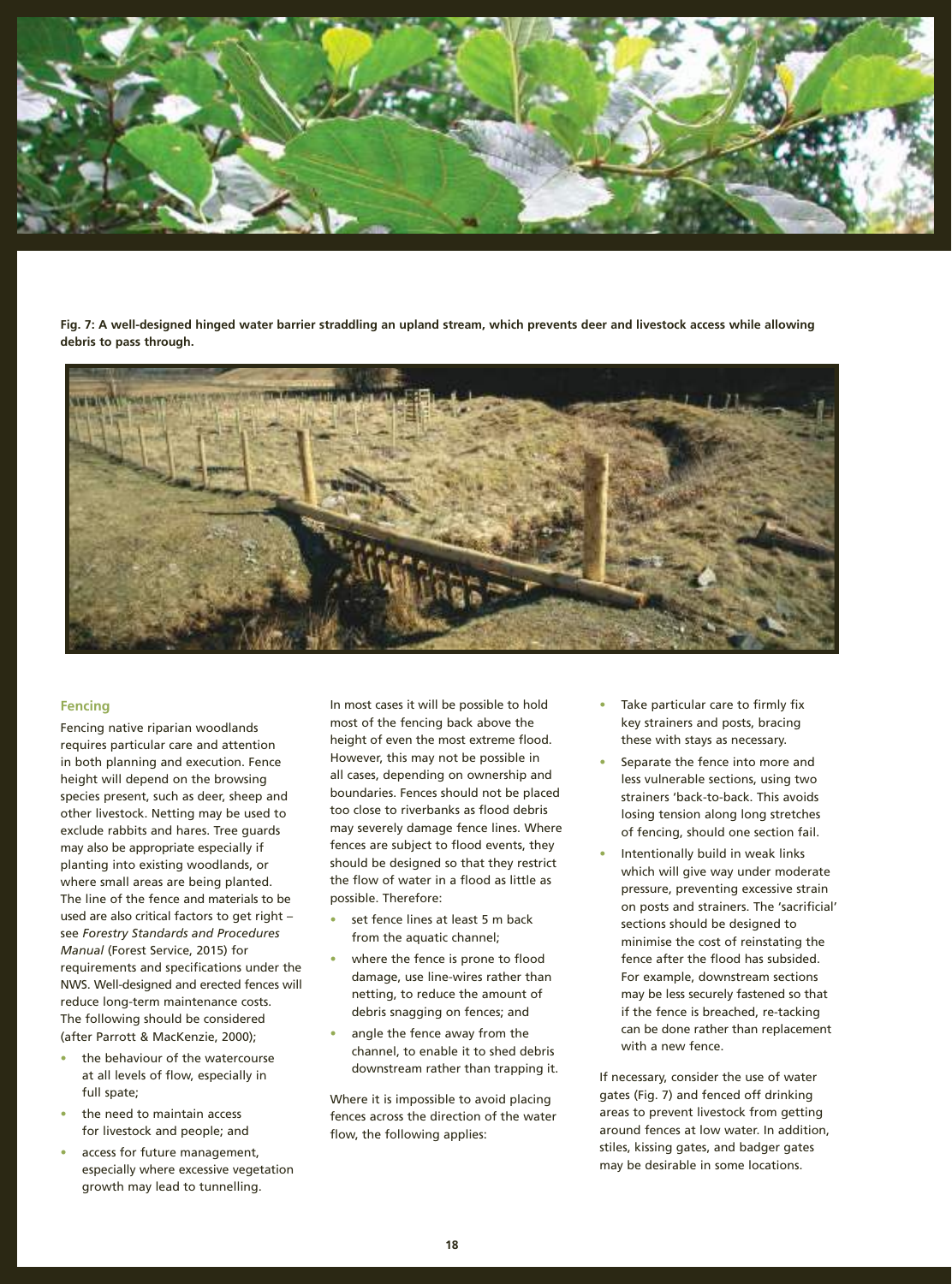Fig. 7: A well-designed hinged water barrier straddling an upland stream, which prevents deer and livestock access while allowing debris to pass through.

### Fencing

Fencing native riparian woodlands requires particular care and attention in both planning and execution. Fence height will depend on the browsing species present, such as deer, sheep and other livestock. Netting may be used to exclude rabbits and hares. Tree guards may also be appropriate especially if planting into existing woodlands, or where small areas are being planted. The line of the fence and materials to be used are also critical factors to get right – see *Forestry Standards and Procedures Manual* (Forest Service, 2015) for requirements and specifications under the NWS. Well-designed and erected fences will reduce long-term maintenance costs. The following should be considered (after Parrott & MacKenzie, 2000);

- the behaviour of the watercourse at all levels of flow, especially in full spate;
- the need to maintain access for livestock and people; and
- access for future management, especially where excessive vegetation growth may lead to tunnelling.

In most cases it will be possible to hold most of the fencing back above the height of even the most extreme flood. However, this may not be possible in all cases, depending on ownership and boundaries. Fences should not be placed too close to riverbanks as flood debris may severely damage fence lines. Where fences are subject to flood events, they should be designed so that they restrict the flow of water in a flood as little as possible. Therefore:

- set fence lines at least 5 m back from the aquatic channel;
- where the fence is prone to flood damage, use line-wires rather than netting, to reduce the amount of debris snagging on fences; and
- angle the fence away from the channel, to enable it to shed debris downstream rather than trapping it.

Where it is impossible to avoid placing fences across the direction of the water flow, the following applies:

- Take particular care to firmly fix key strainers and posts, bracing these with stays as necessary.
- Separate the fence into more and less vulnerable sections, using two strainers 'back-to-back. This avoids losing tension along long stretches of fencing, should one section fail.
- Intentionally build in weak links which will give way under moderate pressure, preventing excessive strain on posts and strainers. The 'sacrificial' sections should be designed to minimise the cost of reinstating the fence after the flood has subsided. For example, downstream sections may be less securely fastened so that if the fence is breached, re-tacking can be done rather than replacement with a new fence.

If necessary, consider the use of water gates (Fig. 7) and fenced off drinking areas to prevent livestock from getting around fences at low water. In addition, stiles, kissing gates, and badger gates may be desirable in some locations.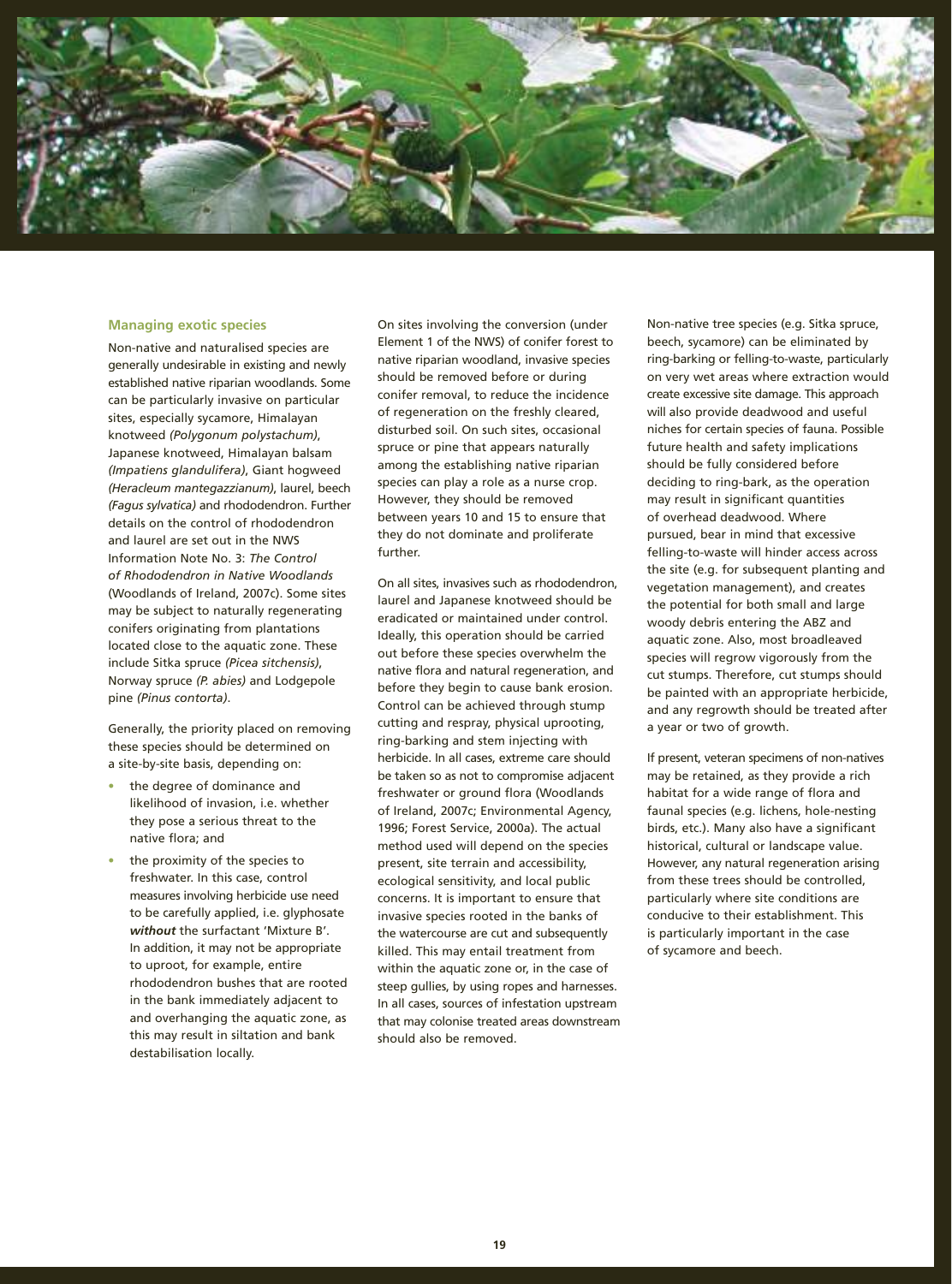## Managing exotic species

Non-native and naturalised species are generally undesirable in existing and newly established native riparian woodlands. Some can be particularly invasive on particular sites, especially sycamore, Himalayan knotweed *(Polygonum polystachum)*, Japanese knotweed, Himalayan balsam *(Impatiens glandulifera)*, Giant hogweed *(Heracleum mantegazzianum)*, laurel, beech *(Fagus sylvatica)* and rhododendron. Further details on the control of rhododendron and laurel are set out in the NWS Information Note No. 3: *The Control of Rhododendron in Native Woodlands* (Woodlands of Ireland, 2007c). Some sites may be subject to naturally regenerating conifers originating from plantations located close to the aquatic zone. These include Sitka spruce *(Picea sitchensis)*, Norway spruce *(P. abies)* and Lodgepole pine *(Pinus contorta)*.

Generally, the priority placed on removing these species should be determined on a site-by-site basis, depending on:

- the degree of dominance and likelihood of invasion, i.e. whether they pose a serious threat to the native flora; and
- the proximity of the species to freshwater. In this case, control measures involving herbicide use need to be carefully applied, i.e. glyphosate ***without*** the surfactant 'Mixture B'. In addition, it may not be appropriate to uproot, for example, entire rhododendron bushes that are rooted in the bank immediately adjacent to and overhanging the aquatic zone, as this may result in siltation and bank destabilisation locally.

On sites involving the conversion (under Element 1 of the NWS) of conifer forest to native riparian woodland, invasive species should be removed before or during conifer removal, to reduce the incidence of regeneration on the freshly cleared, disturbed soil. On such sites, occasional spruce or pine that appears naturally among the establishing native riparian species can play a role as a nurse crop. However, they should be removed between years 10 and 15 to ensure that they do not dominate and proliferate further.

On all sites, invasives such as rhododendron, laurel and Japanese knotweed should be eradicated or maintained under control. Ideally, this operation should be carried out before these species overwhelm the native flora and natural regeneration, and before they begin to cause bank erosion. Control can be achieved through stump cutting and respray, physical uprooting, ring-barking and stem injecting with herbicide. In all cases, extreme care should be taken so as not to compromise adjacent freshwater or ground flora (Woodlands of Ireland, 2007c; Environmental Agency, 1996; Forest Service, 2000a). The actual method used will depend on the species present, site terrain and accessibility, ecological sensitivity, and local public concerns. It is important to ensure that invasive species rooted in the banks of the watercourse are cut and subsequently killed. This may entail treatment from within the aquatic zone or, in the case of steep gullies, by using ropes and harnesses. In all cases, sources of infestation upstream that may colonise treated areas downstream should also be removed.

Non-native tree species (e.g. Sitka spruce, beech, sycamore) can be eliminated by ring-barking or felling-to-waste, particularly on very wet areas where extraction would create excessive site damage. This approach will also provide deadwood and useful niches for certain species of fauna. Possible future health and safety implications should be fully considered before deciding to ring-bark, as the operation may result in significant quantities of overhead deadwood. Where pursued, bear in mind that excessive felling-to-waste will hinder access across the site (e.g. for subsequent planting and vegetation management), and creates the potential for both small and large woody debris entering the ABZ and aquatic zone. Also, most broadleaved species will regrow vigorously from the cut stumps. Therefore, cut stumps should be painted with an appropriate herbicide, and any regrowth should be treated after a year or two of growth.

If present, veteran specimens of non-natives may be retained, as they provide a rich habitat for a wide range of flora and faunal species (e.g. lichens, hole-nesting birds, etc.). Many also have a significant historical, cultural or landscape value. However, any natural regeneration arising from these trees should be controlled, particularly where site conditions are conducive to their establishment. This is particularly important in the case of sycamore and beech.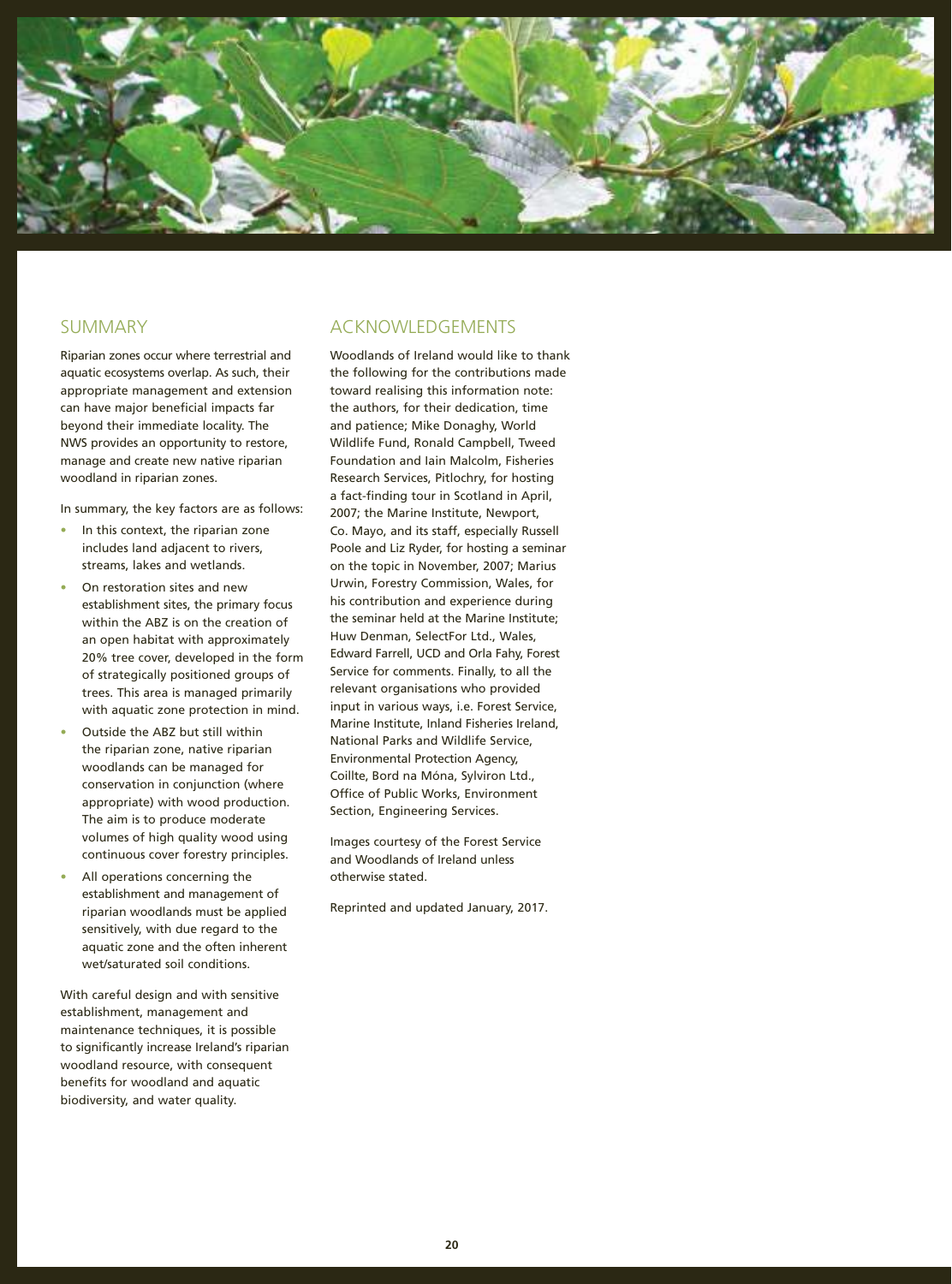## SUMMARY

Riparian zones occur where terrestrial and aquatic ecosystems overlap. As such, their appropriate management and extension can have major beneficial impacts far beyond their immediate locality. The NWS provides an opportunity to restore, manage and create new native riparian woodland in riparian zones.

In summary, the key factors are as follows:

- In this context, the riparian zone includes land adjacent to rivers, streams, lakes and wetlands.
- On restoration sites and new establishment sites, the primary focus within the ABZ is on the creation of an open habitat with approximately 20% tree cover, developed in the form of strategically positioned groups of trees. This area is managed primarily with aquatic zone protection in mind.
- Outside the ABZ but still within the riparian zone, native riparian woodlands can be managed for conservation in conjunction (where appropriate) with wood production. The aim is to produce moderate volumes of high quality wood using continuous cover forestry principles.
- All operations concerning the establishment and management of riparian woodlands must be applied sensitively, with due regard to the aquatic zone and the often inherent wet/saturated soil conditions.

With careful design and with sensitive establishment, management and maintenance techniques, it is possible to significantly increase Ireland's riparian woodland resource, with consequent benefits for woodland and aquatic biodiversity, and water quality.

## ACKNOWLEDGEMENTS

Woodlands of Ireland would like to thank the following for the contributions made toward realising this information note: the authors, for their dedication, time and patience; Mike Donaghy, World Wildlife Fund, Ronald Campbell, Tweed Foundation and Iain Malcolm, Fisheries Research Services, Pitlochry, for hosting a fact-finding tour in Scotland in April, 2007; the Marine Institute, Newport, Co. Mayo, and its staff, especially Russell Poole and Liz Ryder, for hosting a seminar on the topic in November, 2007; Marius Urwin, Forestry Commission, Wales, for his contribution and experience during the seminar held at the Marine Institute; Huw Denman, SelectFor Ltd., Wales, Edward Farrell, UCD and Orla Fahy, Forest Service for comments. Finally, to all the relevant organisations who provided input in various ways, i.e. Forest Service, Marine Institute, Inland Fisheries Ireland, National Parks and Wildlife Service, Environmental Protection Agency, Coillte, Bord na Móna, Sylviron Ltd., Office of Public Works, Environment Section, Engineering Services.

Images courtesy of the Forest Service and Woodlands of Ireland unless otherwise stated.

Reprinted and updated January, 2017.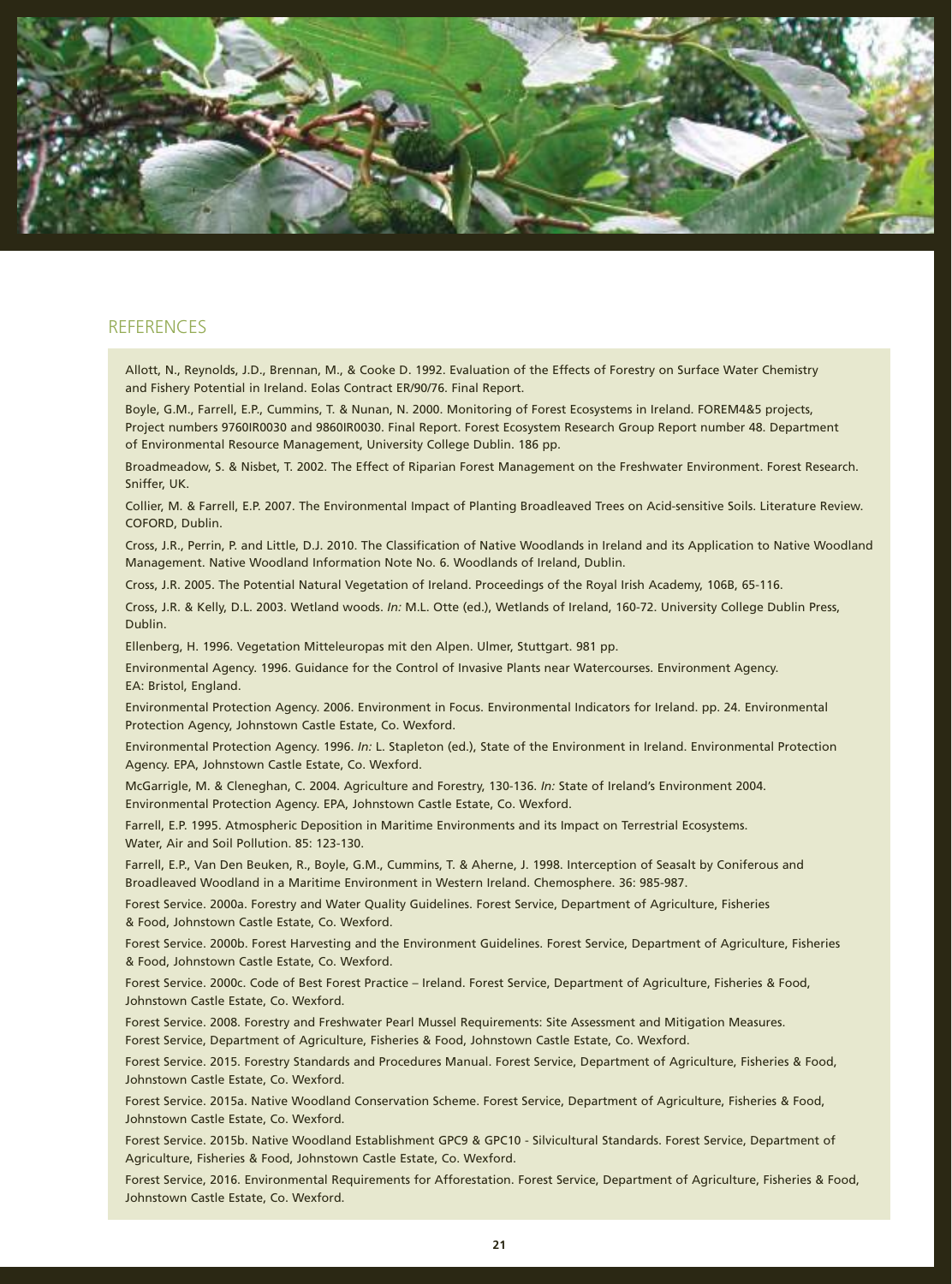## REFERENCES

Allott, N., Reynolds, J.D., Brennan, M., & Cooke D. 1992. Evaluation of the Effects of Forestry on Surface Water Chemistry and Fishery Potential in Ireland. Eolas Contract ER/90/76. Final Report.

Boyle, G.M., Farrell, E.P., Cummins, T. & Nunan, N. 2000. Monitoring of Forest Ecosystems in Ireland. FOREM4&5 projects, Project numbers 9760IR0030 and 9860IR0030. Final Report. Forest Ecosystem Research Group Report number 48. Department of Environmental Resource Management, University College Dublin. 186 pp.

Broadmeadow, S. & Nisbet, T. 2002. The Effect of Riparian Forest Management on the Freshwater Environment. Forest Research. Sniffer, UK.

Collier, M. & Farrell, E.P. 2007. The Environmental Impact of Planting Broadleaved Trees on Acid-sensitive Soils. Literature Review. COFORD, Dublin.

Cross, J.R., Perrin, P. and Little, D.J. 2010. The Classification of Native Woodlands in Ireland and its Application to Native Woodland Management. Native Woodland Information Note No. 6. Woodlands of Ireland, Dublin.

Cross, J.R. 2005. The Potential Natural Vegetation of Ireland. Proceedings of the Royal Irish Academy, 106B, 65-116.

Cross, J.R. & Kelly, D.L. 2003. Wetland woods. *In:* M.L. Otte (ed.), Wetlands of Ireland, 160-72. University College Dublin Press, Dublin.

Ellenberg, H. 1996. Vegetation Mitteleuropas mit den Alpen. Ulmer, Stuttgart. 981 pp.

Environmental Agency. 1996. Guidance for the Control of Invasive Plants near Watercourses. Environment Agency. EA: Bristol, England.

Environmental Protection Agency. 2006. Environment in Focus. Environmental Indicators for Ireland. pp. 24. Environmental Protection Agency, Johnstown Castle Estate, Co. Wexford.

Environmental Protection Agency. 1996. *In:* L. Stapleton (ed.), State of the Environment in Ireland. Environmental Protection Agency. EPA, Johnstown Castle Estate, Co. Wexford.

McGarrigle, M. & Cleneghan, C. 2004. Agriculture and Forestry, 130-136. *In:* State of Ireland's Environment 2004. Environmental Protection Agency. EPA, Johnstown Castle Estate, Co. Wexford.

Farrell, E.P. 1995. Atmospheric Deposition in Maritime Environments and its Impact on Terrestrial Ecosystems. Water, Air and Soil Pollution. 85: 123-130.

Farrell, E.P., Van Den Beuken, R., Boyle, G.M., Cummins, T. & Aherne, J. 1998. Interception of Seasalt by Coniferous and Broadleaved Woodland in a Maritime Environment in Western Ireland. Chemosphere. 36: 985-987.

Forest Service. 2000a. Forestry and Water Quality Guidelines. Forest Service, Department of Agriculture, Fisheries & Food, Johnstown Castle Estate, Co. Wexford.

Forest Service. 2000b. Forest Harvesting and the Environment Guidelines. Forest Service, Department of Agriculture, Fisheries & Food, Johnstown Castle Estate, Co. Wexford.

Forest Service. 2000c. Code of Best Forest Practice – Ireland. Forest Service, Department of Agriculture, Fisheries & Food, Johnstown Castle Estate, Co. Wexford.

Forest Service. 2008. Forestry and Freshwater Pearl Mussel Requirements: Site Assessment and Mitigation Measures. Forest Service, Department of Agriculture, Fisheries & Food, Johnstown Castle Estate, Co. Wexford.

Forest Service. 2015. Forestry Standards and Procedures Manual. Forest Service, Department of Agriculture, Fisheries & Food, Johnstown Castle Estate, Co. Wexford.

Forest Service. 2015a. Native Woodland Conservation Scheme. Forest Service, Department of Agriculture, Fisheries & Food, Johnstown Castle Estate, Co. Wexford.

Forest Service. 2015b. Native Woodland Establishment GPC9 & GPC10 - Silvicultural Standards. Forest Service, Department of Agriculture, Fisheries & Food, Johnstown Castle Estate, Co. Wexford.

Forest Service, 2016. Environmental Requirements for Afforestation. Forest Service, Department of Agriculture, Fisheries & Food, Johnstown Castle Estate, Co. Wexford.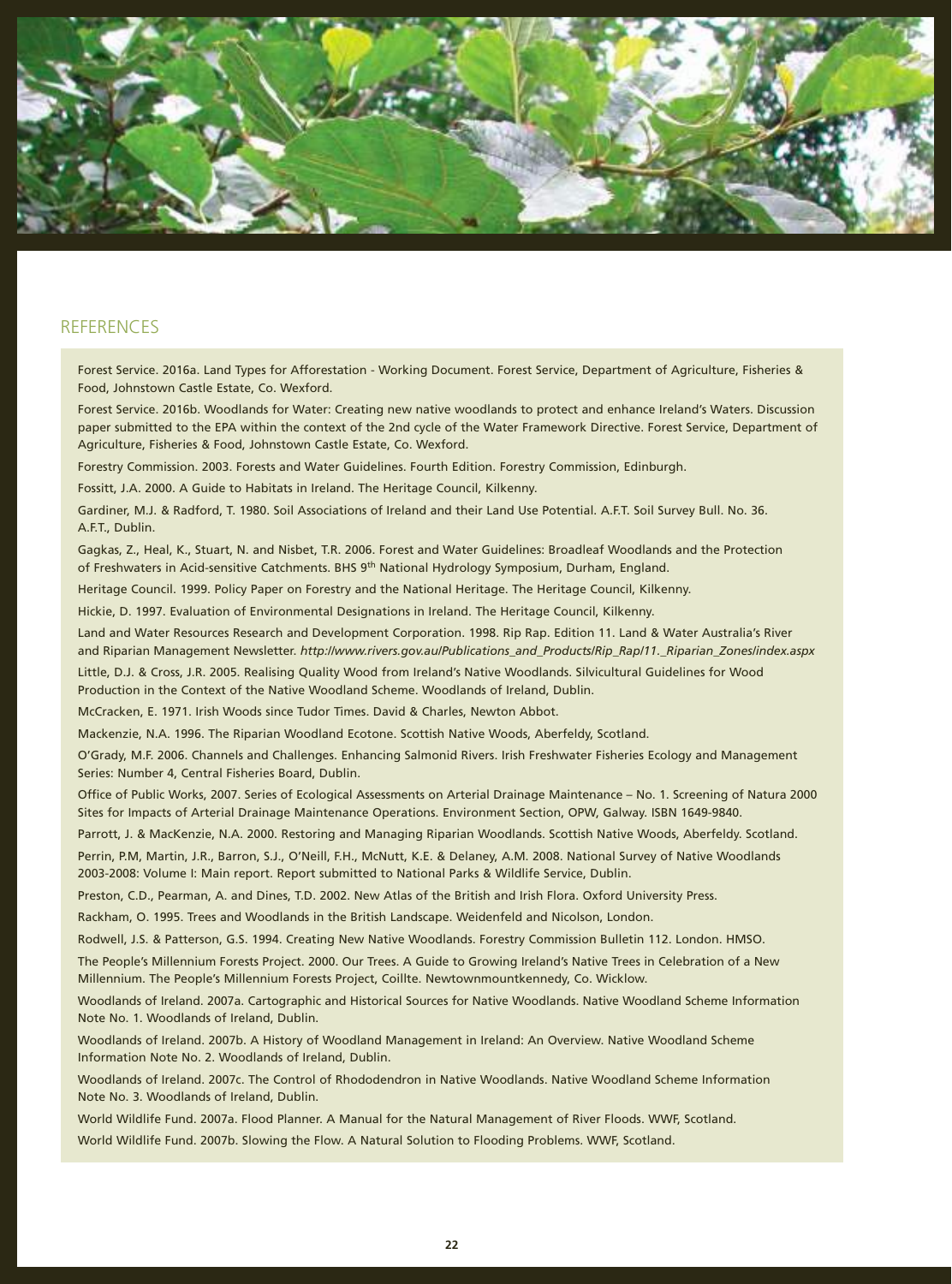## REFERENCES

Forest Service. 2016a. Land Types for Afforestation - Working Document. Forest Service, Department of Agriculture, Fisheries & Food, Johnstown Castle Estate, Co. Wexford.

Forest Service. 2016b. Woodlands for Water: Creating new native woodlands to protect and enhance Ireland's Waters. Discussion paper submitted to the EPA within the context of the 2nd cycle of the Water Framework Directive. Forest Service, Department of Agriculture, Fisheries & Food, Johnstown Castle Estate, Co. Wexford.

Forestry Commission. 2003. Forests and Water Guidelines. Fourth Edition. Forestry Commission, Edinburgh.

Fossitt, J.A. 2000. A Guide to Habitats in Ireland. The Heritage Council, Kilkenny.

Gardiner, M.J. & Radford, T. 1980. Soil Associations of Ireland and their Land Use Potential. A.F.T. Soil Survey Bull. No. 36. A.F.T., Dublin.

Gagkas, Z., Heal, K., Stuart, N. and Nisbet, T.R. 2006. Forest and Water Guidelines: Broadleaf Woodlands and the Protection of Freshwaters in Acid-sensitive Catchments. BHS 9th National Hydrology Symposium, Durham, England.

Heritage Council. 1999. Policy Paper on Forestry and the National Heritage. The Heritage Council, Kilkenny.

Hickie, D. 1997. Evaluation of Environmental Designations in Ireland. The Heritage Council, Kilkenny.

Land and Water Resources Research and Development Corporation. 1998. Rip Rap. Edition 11. Land & Water Australia's River and Riparian Management Newsletter. *http://www.rivers.gov.au/Publications_and_Products/Rip_Rap/11._Riparian_Zones/index.aspx*

Little, D.J. & Cross, J.R. 2005. Realising Quality Wood from Ireland's Native Woodlands. Silvicultural Guidelines for Wood Production in the Context of the Native Woodland Scheme. Woodlands of Ireland, Dublin.

McCracken, E. 1971. Irish Woods since Tudor Times. David & Charles, Newton Abbot.

Mackenzie, N.A. 1996. The Riparian Woodland Ecotone. Scottish Native Woods, Aberfeldy, Scotland.

O'Grady, M.F. 2006. Channels and Challenges. Enhancing Salmonid Rivers. Irish Freshwater Fisheries Ecology and Management Series: Number 4, Central Fisheries Board, Dublin.

Office of Public Works, 2007. Series of Ecological Assessments on Arterial Drainage Maintenance – No. 1. Screening of Natura 2000 Sites for Impacts of Arterial Drainage Maintenance Operations. Environment Section, OPW, Galway. ISBN 1649-9840.

Parrott, J. & MacKenzie, N.A. 2000. Restoring and Managing Riparian Woodlands. Scottish Native Woods, Aberfeldy. Scotland.

Perrin, P.M, Martin, J.R., Barron, S.J., O'Neill, F.H., McNutt, K.E. & Delaney, A.M. 2008. National Survey of Native Woodlands 2003-2008: Volume I: Main report. Report submitted to National Parks & Wildlife Service, Dublin.

Preston, C.D., Pearman, A. and Dines, T.D. 2002. New Atlas of the British and Irish Flora. Oxford University Press.

Rackham, O. 1995. Trees and Woodlands in the British Landscape. Weidenfeld and Nicolson, London.

Rodwell, J.S. & Patterson, G.S. 1994. Creating New Native Woodlands. Forestry Commission Bulletin 112. London. HMSO.

The People's Millennium Forests Project. 2000. Our Trees. A Guide to Growing Ireland's Native Trees in Celebration of a New Millennium. The People's Millennium Forests Project, Coillte. Newtownmountkennedy, Co. Wicklow.

Woodlands of Ireland. 2007a. Cartographic and Historical Sources for Native Woodlands. Native Woodland Scheme Information Note No. 1. Woodlands of Ireland, Dublin.

Woodlands of Ireland. 2007b. A History of Woodland Management in Ireland: An Overview. Native Woodland Scheme Information Note No. 2. Woodlands of Ireland, Dublin.

Woodlands of Ireland. 2007c. The Control of Rhododendron in Native Woodlands. Native Woodland Scheme Information Note No. 3. Woodlands of Ireland, Dublin.

World Wildlife Fund. 2007a. Flood Planner. A Manual for the Natural Management of River Floods. WWF, Scotland.

World Wildlife Fund. 2007b. Slowing the Flow. A Natural Solution to Flooding Problems. WWF, Scotland.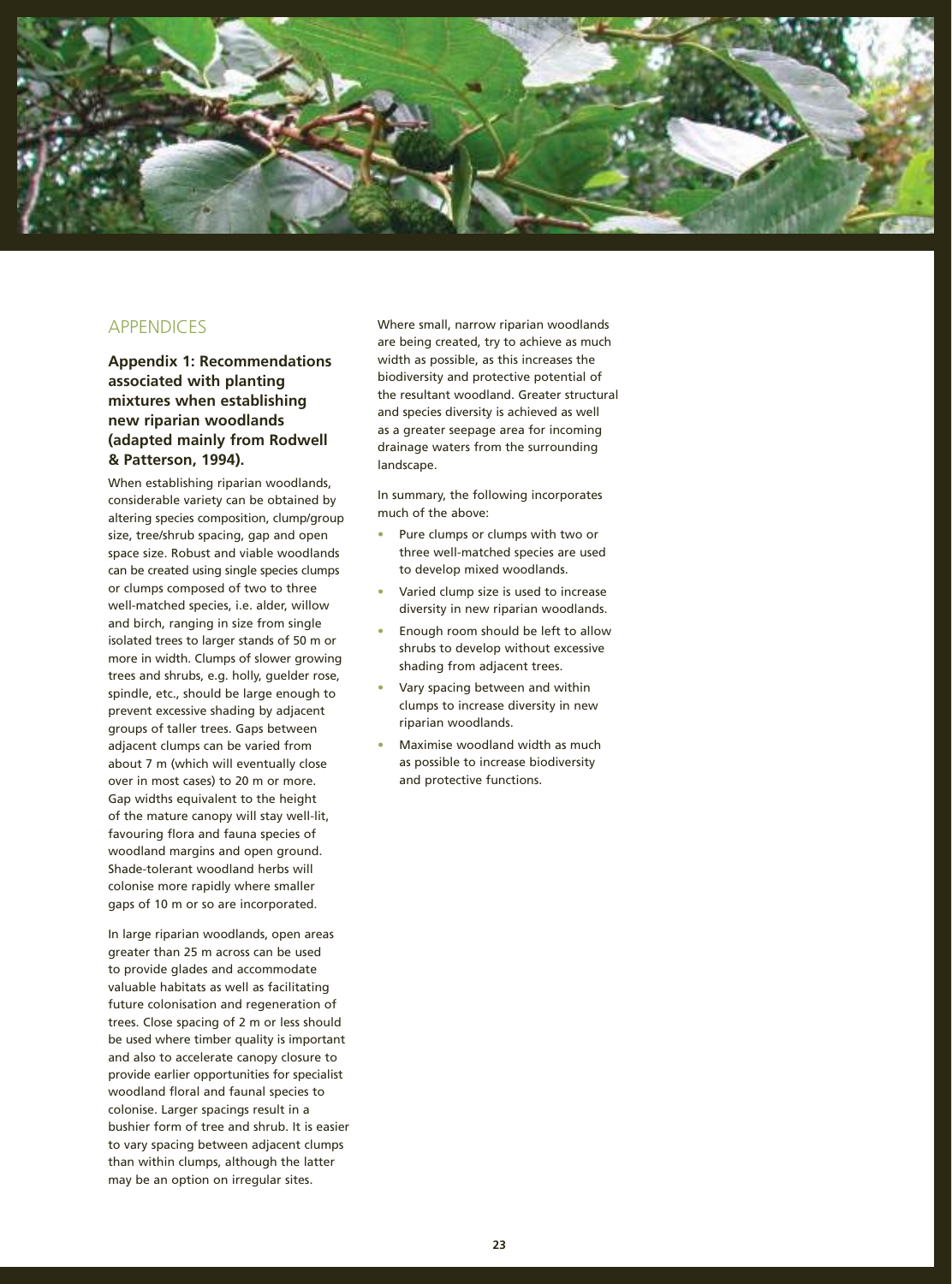## APPENDICES

### Appendix 1: Recommendations associated with planting mixtures when establishing new riparian woodlands (adapted mainly from Rodwell & Patterson, 1994).

When establishing riparian woodlands, considerable variety can be obtained by altering species composition, clump/group size, tree/shrub spacing, gap and open space size. Robust and viable woodlands can be created using single species clumps or clumps composed of two to three well-matched species, i.e. alder, willow and birch, ranging in size from single isolated trees to larger stands of 50 m or more in width. Clumps of slower growing trees and shrubs, e.g. holly, guelder rose, spindle, etc., should be large enough to prevent excessive shading by adjacent groups of taller trees. Gaps between adjacent clumps can be varied from about 7 m (which will eventually close over in most cases) to 20 m or more. Gap widths equivalent to the height of the mature canopy will stay well-lit, favouring flora and fauna species of woodland margins and open ground. Shade-tolerant woodland herbs will colonise more rapidly where smaller gaps of 10 m or so are incorporated.

In large riparian woodlands, open areas greater than 25 m across can be used to provide glades and accommodate valuable habitats as well as facilitating future colonisation and regeneration of trees. Close spacing of 2 m or less should be used where timber quality is important and also to accelerate canopy closure to provide earlier opportunities for specialist woodland floral and faunal species to colonise. Larger spacings result in a bushier form of tree and shrub. It is easier to vary spacing between adjacent clumps than within clumps, although the latter may be an option on irregular sites.

Where small, narrow riparian woodlands are being created, try to achieve as much width as possible, as this increases the biodiversity and protective potential of the resultant woodland. Greater structural and species diversity is achieved as well as a greater seepage area for incoming drainage waters from the surrounding landscape.

In summary, the following incorporates much of the above:

- Pure clumps or clumps with two or three well-matched species are used to develop mixed woodlands.
- Varied clump size is used to increase diversity in new riparian woodlands.
- Enough room should be left to allow shrubs to develop without excessive shading from adjacent trees.
- Vary spacing between and within clumps to increase diversity in new riparian woodlands.
- Maximise woodland width as much as possible to increase biodiversity and protective functions.